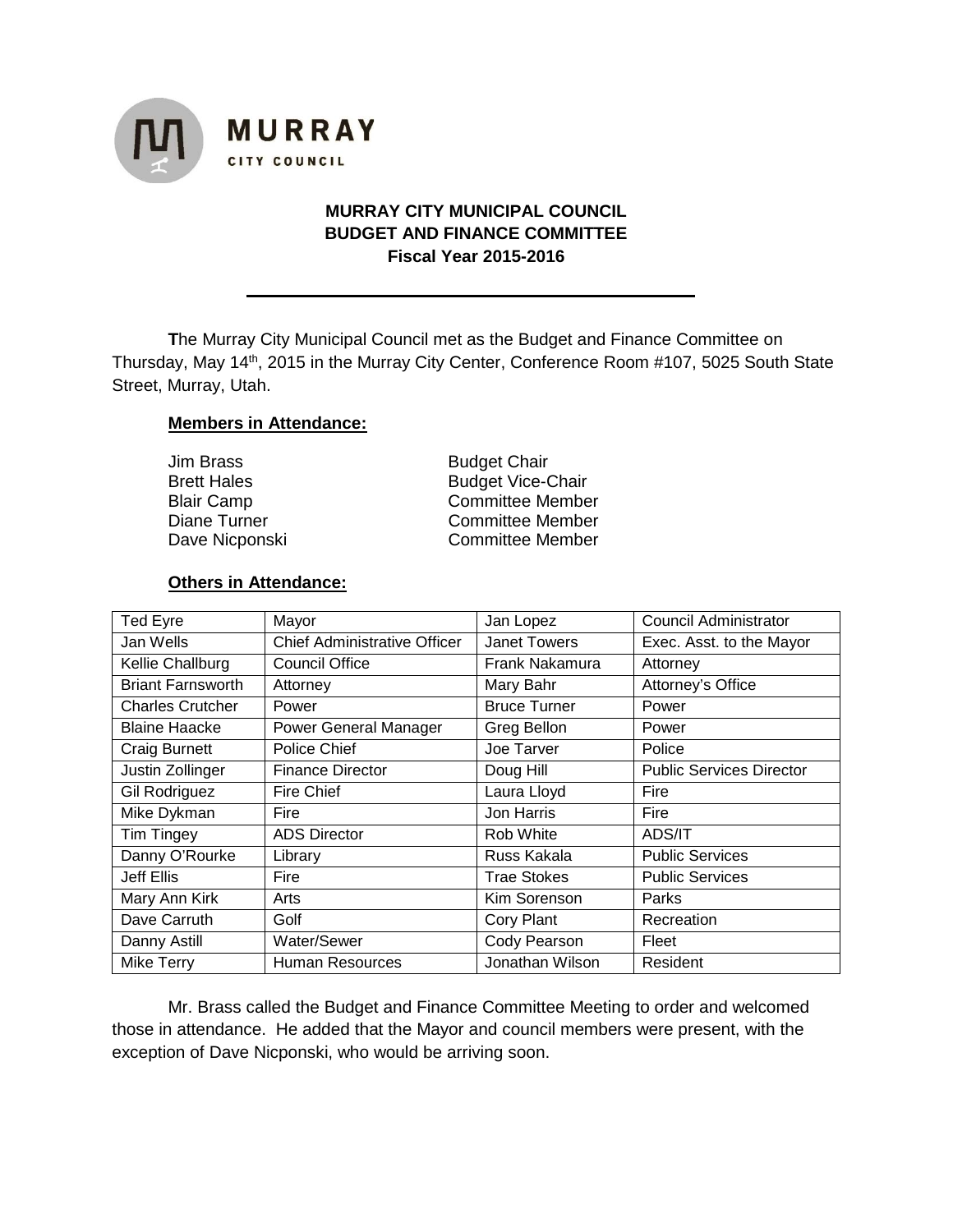**MURRAY**
CITY COUNCIL

# MURRAY CITY MUNICIPAL COUNCIL
## BUDGET AND FINANCE COMMITTEE
### Fiscal Year 2015-2016

---

**T**he Murray City Municipal Council met as the Budget and Finance Committee on Thursday, May 14th, 2015 in the Murray City Center, Conference Room #107, 5025 South State Street, Murray, Utah.

**Members in Attendance:**

| | |
|---|---|
| Jim Brass | Budget Chair |
| Brett Hales | Budget Vice-Chair |
| Blair Camp | Committee Member |
| Diane Turner | Committee Member |
| Dave Nicponski | Committee Member |

**Others in Attendance:**

| | | | |
|---|---|---|---|
| Ted Eyre | Mayor | Jan Lopez | Council Administrator |
| Jan Wells | Chief Administrative Officer | Janet Towers | Exec. Asst. to the Mayor |
| Kellie Challburg | Council Office | Frank Nakamura | Attorney |
| Briant Farnsworth | Attorney | Mary Bahr | Attorney's Office |
| Charles Crutcher | Power | Bruce Turner | Power |
| Blaine Haacke | Power General Manager | Greg Bellon | Power |
| Craig Burnett | Police Chief | Joe Tarver | Police |
| Justin Zollinger | Finance Director | Doug Hill | Public Services Director |
| Gil Rodriguez | Fire Chief | Laura Lloyd | Fire |
| Mike Dykman | Fire | Jon Harris | Fire |
| Tim Tingey | ADS Director | Rob White | ADS/IT |
| Danny O'Rourke | Library | Russ Kakala | Public Services |
| Jeff Ellis | Fire | Trae Stokes | Public Services |
| Mary Ann Kirk | Arts | Kim Sorenson | Parks |
| Dave Carruth | Golf | Cory Plant | Recreation |
| Danny Astill | Water/Sewer | Cody Pearson | Fleet |
| Mike Terry | Human Resources | Jonathan Wilson | Resident |

Mr. Brass called the Budget and Finance Committee Meeting to order and welcomed those in attendance. He added that the Mayor and council members were present, with the exception of Dave Nicponski, who would be arriving soon.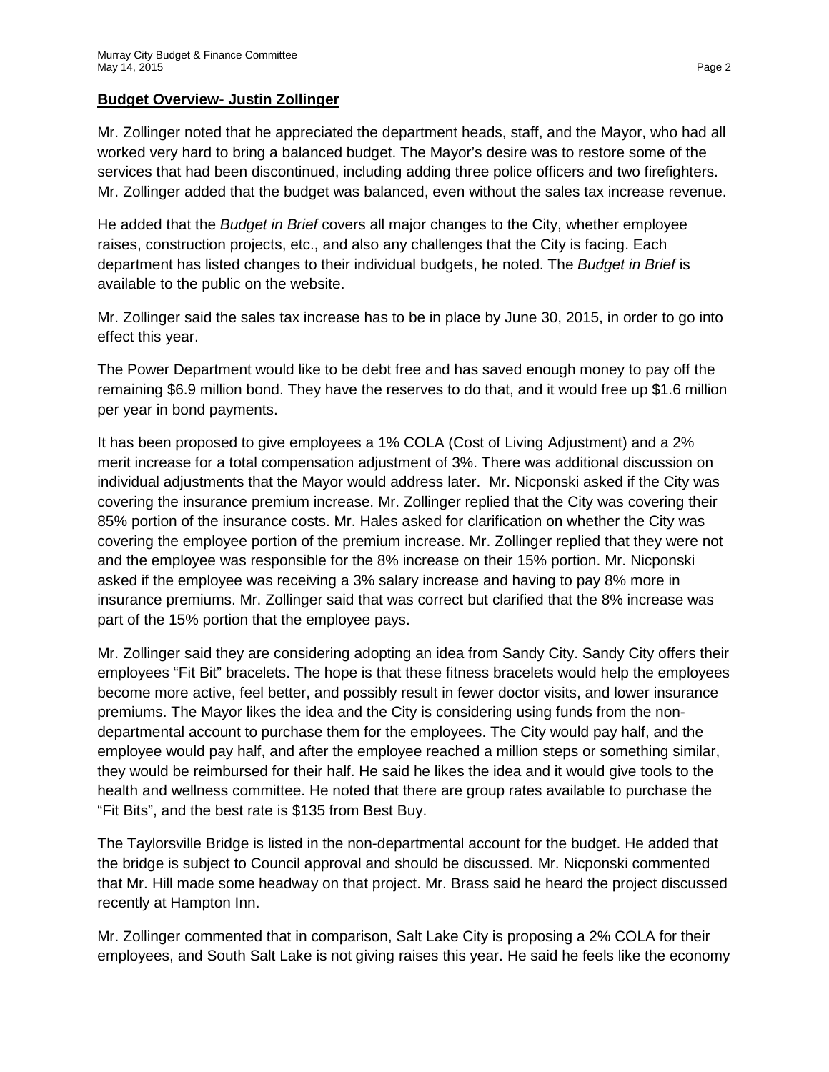**Budget Overview- Justin Zollinger**

Mr. Zollinger noted that he appreciated the department heads, staff, and the Mayor, who had all worked very hard to bring a balanced budget. The Mayor's desire was to restore some of the services that had been discontinued, including adding three police officers and two firefighters. Mr. Zollinger added that the budget was balanced, even without the sales tax increase revenue.

He added that the *Budget in Brief* covers all major changes to the City, whether employee raises, construction projects, etc., and also any challenges that the City is facing. Each department has listed changes to their individual budgets, he noted. The *Budget in Brief* is available to the public on the website.

Mr. Zollinger said the sales tax increase has to be in place by June 30, 2015, in order to go into effect this year.

The Power Department would like to be debt free and has saved enough money to pay off the remaining $6.9 million bond. They have the reserves to do that, and it would free up $1.6 million per year in bond payments.

It has been proposed to give employees a 1% COLA (Cost of Living Adjustment) and a 2% merit increase for a total compensation adjustment of 3%. There was additional discussion on individual adjustments that the Mayor would address later. Mr. Nicponski asked if the City was covering the insurance premium increase. Mr. Zollinger replied that the City was covering their 85% portion of the insurance costs. Mr. Hales asked for clarification on whether the City was covering the employee portion of the premium increase. Mr. Zollinger replied that they were not and the employee was responsible for the 8% increase on their 15% portion. Mr. Nicponski asked if the employee was receiving a 3% salary increase and having to pay 8% more in insurance premiums. Mr. Zollinger said that was correct but clarified that the 8% increase was part of the 15% portion that the employee pays.

Mr. Zollinger said they are considering adopting an idea from Sandy City. Sandy City offers their employees "Fit Bit" bracelets. The hope is that these fitness bracelets would help the employees become more active, feel better, and possibly result in fewer doctor visits, and lower insurance premiums. The Mayor likes the idea and the City is considering using funds from the non-departmental account to purchase them for the employees. The City would pay half, and the employee would pay half, and after the employee reached a million steps or something similar, they would be reimbursed for their half. He said he likes the idea and it would give tools to the health and wellness committee. He noted that there are group rates available to purchase the "Fit Bits", and the best rate is $135 from Best Buy.

The Taylorsville Bridge is listed in the non-departmental account for the budget. He added that the bridge is subject to Council approval and should be discussed. Mr. Nicponski commented that Mr. Hill made some headway on that project. Mr. Brass said he heard the project discussed recently at Hampton Inn.

Mr. Zollinger commented that in comparison, Salt Lake City is proposing a 2% COLA for their employees, and South Salt Lake is not giving raises this year. He said he feels like the economy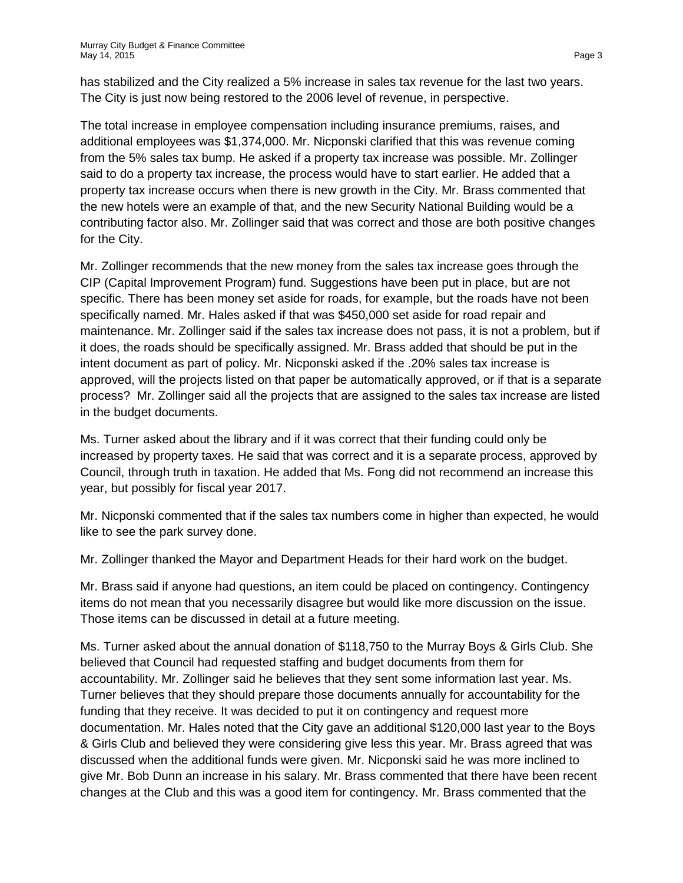has stabilized and the City realized a 5% increase in sales tax revenue for the last two years. The City is just now being restored to the 2006 level of revenue, in perspective.

The total increase in employee compensation including insurance premiums, raises, and additional employees was $1,374,000. Mr. Nicponski clarified that this was revenue coming from the 5% sales tax bump. He asked if a property tax increase was possible. Mr. Zollinger said to do a property tax increase, the process would have to start earlier. He added that a property tax increase occurs when there is new growth in the City. Mr. Brass commented that the new hotels were an example of that, and the new Security National Building would be a contributing factor also. Mr. Zollinger said that was correct and those are both positive changes for the City.

Mr. Zollinger recommends that the new money from the sales tax increase goes through the CIP (Capital Improvement Program) fund. Suggestions have been put in place, but are not specific. There has been money set aside for roads, for example, but the roads have not been specifically named. Mr. Hales asked if that was $450,000 set aside for road repair and maintenance. Mr. Zollinger said if the sales tax increase does not pass, it is not a problem, but if it does, the roads should be specifically assigned. Mr. Brass added that should be put in the intent document as part of policy. Mr. Nicponski asked if the .20% sales tax increase is approved, will the projects listed on that paper be automatically approved, or if that is a separate process? Mr. Zollinger said all the projects that are assigned to the sales tax increase are listed in the budget documents.

Ms. Turner asked about the library and if it was correct that their funding could only be increased by property taxes. He said that was correct and it is a separate process, approved by Council, through truth in taxation. He added that Ms. Fong did not recommend an increase this year, but possibly for fiscal year 2017.

Mr. Nicponski commented that if the sales tax numbers come in higher than expected, he would like to see the park survey done.

Mr. Zollinger thanked the Mayor and Department Heads for their hard work on the budget.

Mr. Brass said if anyone had questions, an item could be placed on contingency. Contingency items do not mean that you necessarily disagree but would like more discussion on the issue. Those items can be discussed in detail at a future meeting.

Ms. Turner asked about the annual donation of $118,750 to the Murray Boys & Girls Club. She believed that Council had requested staffing and budget documents from them for accountability. Mr. Zollinger said he believes that they sent some information last year. Ms. Turner believes that they should prepare those documents annually for accountability for the funding that they receive. It was decided to put it on contingency and request more documentation. Mr. Hales noted that the City gave an additional $120,000 last year to the Boys & Girls Club and believed they were considering give less this year. Mr. Brass agreed that was discussed when the additional funds were given. Mr. Nicponski said he was more inclined to give Mr. Bob Dunn an increase in his salary. Mr. Brass commented that there have been recent changes at the Club and this was a good item for contingency. Mr. Brass commented that the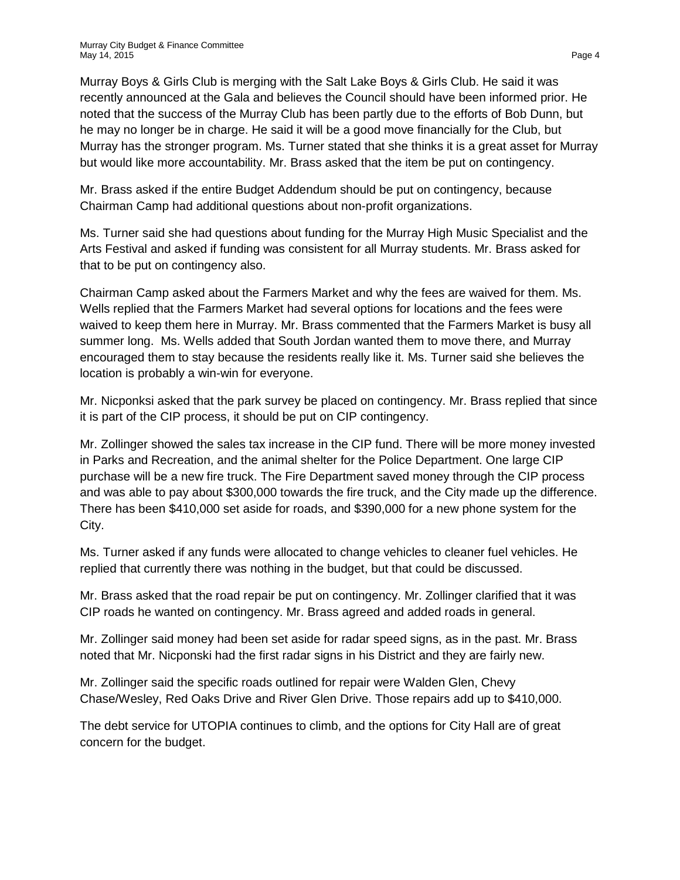Murray Boys & Girls Club is merging with the Salt Lake Boys & Girls Club. He said it was recently announced at the Gala and believes the Council should have been informed prior. He noted that the success of the Murray Club has been partly due to the efforts of Bob Dunn, but he may no longer be in charge. He said it will be a good move financially for the Club, but Murray has the stronger program. Ms. Turner stated that she thinks it is a great asset for Murray but would like more accountability. Mr. Brass asked that the item be put on contingency.

Mr. Brass asked if the entire Budget Addendum should be put on contingency, because Chairman Camp had additional questions about non-profit organizations.

Ms. Turner said she had questions about funding for the Murray High Music Specialist and the Arts Festival and asked if funding was consistent for all Murray students. Mr. Brass asked for that to be put on contingency also.

Chairman Camp asked about the Farmers Market and why the fees are waived for them. Ms. Wells replied that the Farmers Market had several options for locations and the fees were waived to keep them here in Murray. Mr. Brass commented that the Farmers Market is busy all summer long. Ms. Wells added that South Jordan wanted them to move there, and Murray encouraged them to stay because the residents really like it. Ms. Turner said she believes the location is probably a win-win for everyone.

Mr. Nicponksi asked that the park survey be placed on contingency. Mr. Brass replied that since it is part of the CIP process, it should be put on CIP contingency.

Mr. Zollinger showed the sales tax increase in the CIP fund. There will be more money invested in Parks and Recreation, and the animal shelter for the Police Department. One large CIP purchase will be a new fire truck. The Fire Department saved money through the CIP process and was able to pay about $300,000 towards the fire truck, and the City made up the difference. There has been $410,000 set aside for roads, and $390,000 for a new phone system for the City.

Ms. Turner asked if any funds were allocated to change vehicles to cleaner fuel vehicles. He replied that currently there was nothing in the budget, but that could be discussed.

Mr. Brass asked that the road repair be put on contingency. Mr. Zollinger clarified that it was CIP roads he wanted on contingency. Mr. Brass agreed and added roads in general.

Mr. Zollinger said money had been set aside for radar speed signs, as in the past. Mr. Brass noted that Mr. Nicponski had the first radar signs in his District and they are fairly new.

Mr. Zollinger said the specific roads outlined for repair were Walden Glen, Chevy Chase/Wesley, Red Oaks Drive and River Glen Drive. Those repairs add up to $410,000.

The debt service for UTOPIA continues to climb, and the options for City Hall are of great concern for the budget.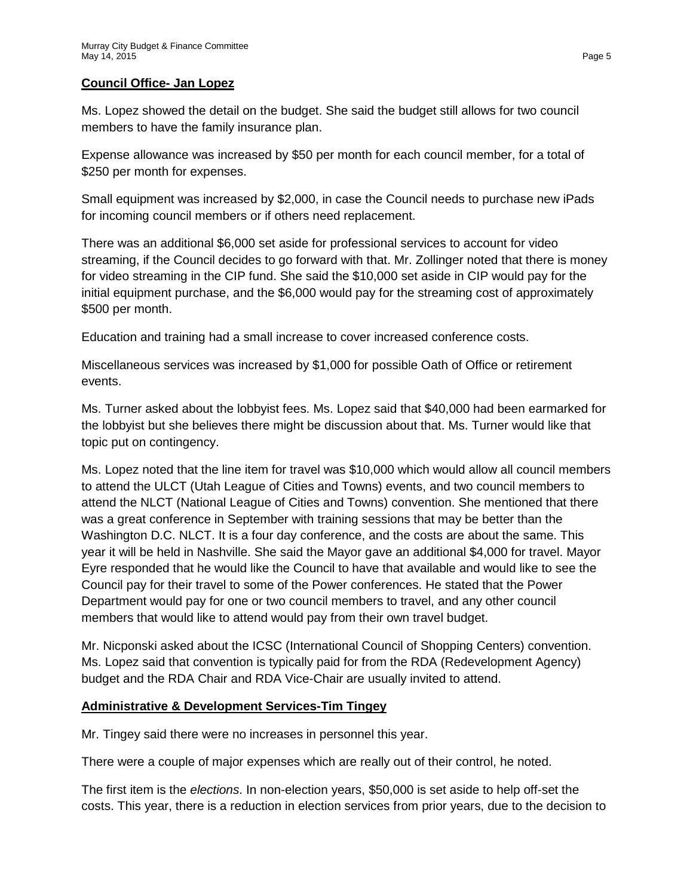**Council Office- Jan Lopez**

Ms. Lopez showed the detail on the budget. She said the budget still allows for two council members to have the family insurance plan.

Expense allowance was increased by $50 per month for each council member, for a total of $250 per month for expenses.

Small equipment was increased by $2,000, in case the Council needs to purchase new iPads for incoming council members or if others need replacement.

There was an additional $6,000 set aside for professional services to account for video streaming, if the Council decides to go forward with that. Mr. Zollinger noted that there is money for video streaming in the CIP fund. She said the $10,000 set aside in CIP would pay for the initial equipment purchase, and the $6,000 would pay for the streaming cost of approximately $500 per month.

Education and training had a small increase to cover increased conference costs.

Miscellaneous services was increased by $1,000 for possible Oath of Office or retirement events.

Ms. Turner asked about the lobbyist fees. Ms. Lopez said that $40,000 had been earmarked for the lobbyist but she believes there might be discussion about that. Ms. Turner would like that topic put on contingency.

Ms. Lopez noted that the line item for travel was $10,000 which would allow all council members to attend the ULCT (Utah League of Cities and Towns) events, and two council members to attend the NLCT (National League of Cities and Towns) convention. She mentioned that there was a great conference in September with training sessions that may be better than the Washington D.C. NLCT. It is a four day conference, and the costs are about the same. This year it will be held in Nashville. She said the Mayor gave an additional $4,000 for travel. Mayor Eyre responded that he would like the Council to have that available and would like to see the Council pay for their travel to some of the Power conferences. He stated that the Power Department would pay for one or two council members to travel, and any other council members that would like to attend would pay from their own travel budget.

Mr. Nicponski asked about the ICSC (International Council of Shopping Centers) convention. Ms. Lopez said that convention is typically paid for from the RDA (Redevelopment Agency) budget and the RDA Chair and RDA Vice-Chair are usually invited to attend.

**Administrative & Development Services-Tim Tingey**

Mr. Tingey said there were no increases in personnel this year.

There were a couple of major expenses which are really out of their control, he noted.

The first item is the *elections*. In non-election years, $50,000 is set aside to help off-set the costs. This year, there is a reduction in election services from prior years, due to the decision to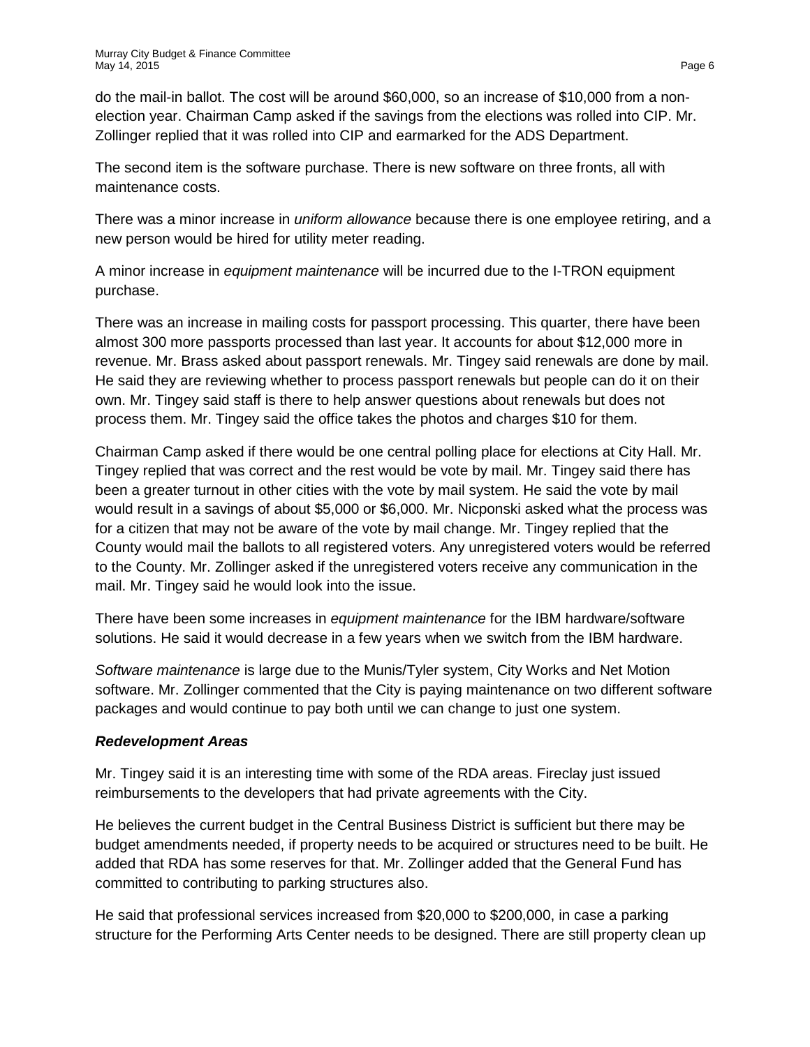do the mail-in ballot. The cost will be around $60,000, so an increase of $10,000 from a non-election year. Chairman Camp asked if the savings from the elections was rolled into CIP. Mr. Zollinger replied that it was rolled into CIP and earmarked for the ADS Department.

The second item is the software purchase. There is new software on three fronts, all with maintenance costs.

There was a minor increase in *uniform allowance* because there is one employee retiring, and a new person would be hired for utility meter reading.

A minor increase in *equipment maintenance* will be incurred due to the I-TRON equipment purchase.

There was an increase in mailing costs for passport processing. This quarter, there have been almost 300 more passports processed than last year. It accounts for about $12,000 more in revenue. Mr. Brass asked about passport renewals. Mr. Tingey said renewals are done by mail. He said they are reviewing whether to process passport renewals but people can do it on their own. Mr. Tingey said staff is there to help answer questions about renewals but does not process them. Mr. Tingey said the office takes the photos and charges $10 for them.

Chairman Camp asked if there would be one central polling place for elections at City Hall. Mr. Tingey replied that was correct and the rest would be vote by mail. Mr. Tingey said there has been a greater turnout in other cities with the vote by mail system. He said the vote by mail would result in a savings of about $5,000 or $6,000. Mr. Nicponski asked what the process was for a citizen that may not be aware of the vote by mail change. Mr. Tingey replied that the County would mail the ballots to all registered voters. Any unregistered voters would be referred to the County. Mr. Zollinger asked if the unregistered voters receive any communication in the mail. Mr. Tingey said he would look into the issue.

There have been some increases in *equipment maintenance* for the IBM hardware/software solutions. He said it would decrease in a few years when we switch from the IBM hardware.

*Software maintenance* is large due to the Munis/Tyler system, City Works and Net Motion software. Mr. Zollinger commented that the City is paying maintenance on two different software packages and would continue to pay both until we can change to just one system.

***Redevelopment Areas***

Mr. Tingey said it is an interesting time with some of the RDA areas. Fireclay just issued reimbursements to the developers that had private agreements with the City.

He believes the current budget in the Central Business District is sufficient but there may be budget amendments needed, if property needs to be acquired or structures need to be built. He added that RDA has some reserves for that. Mr. Zollinger added that the General Fund has committed to contributing to parking structures also.

He said that professional services increased from $20,000 to $200,000, in case a parking structure for the Performing Arts Center needs to be designed. There are still property clean up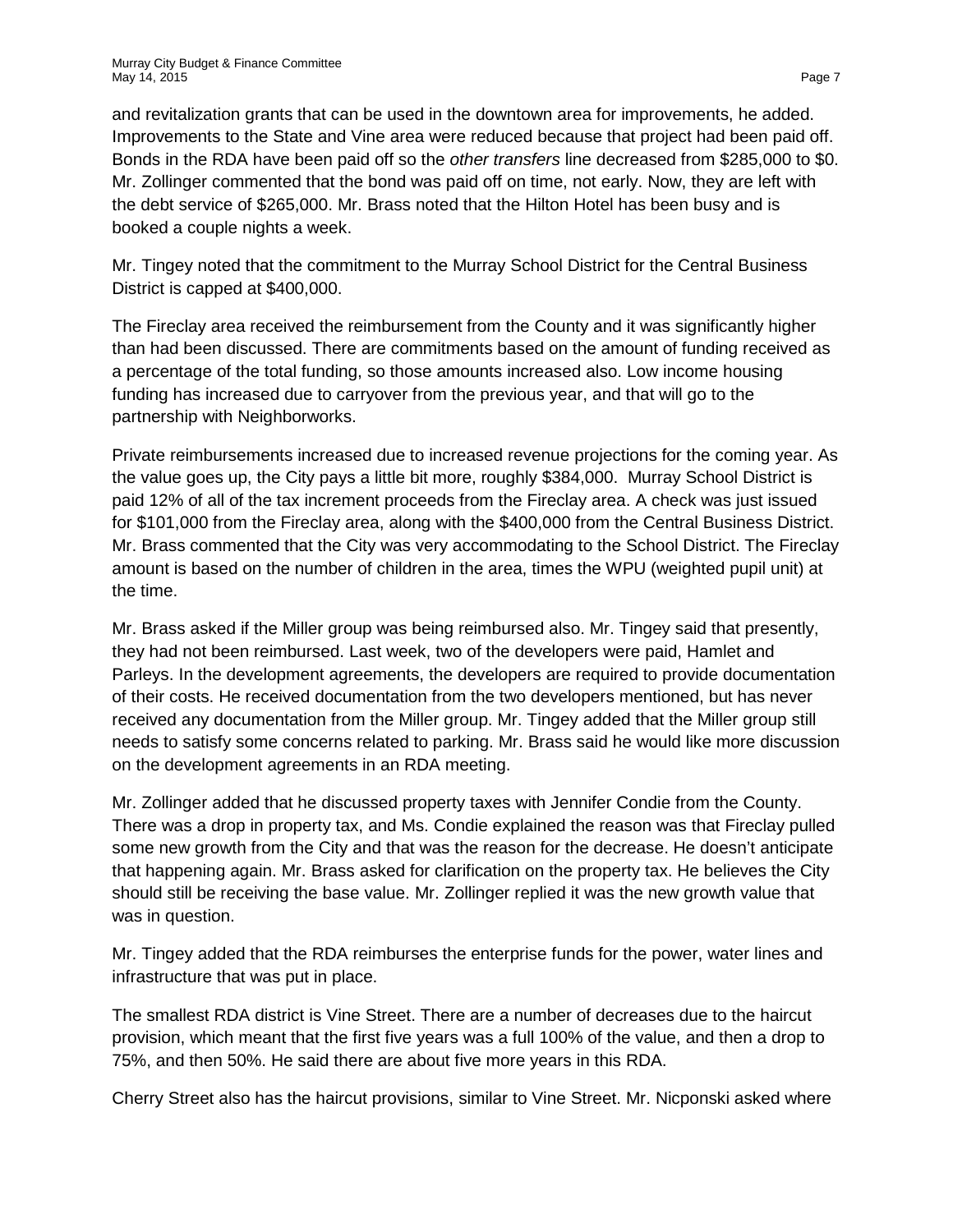and revitalization grants that can be used in the downtown area for improvements, he added. Improvements to the State and Vine area were reduced because that project had been paid off. Bonds in the RDA have been paid off so the *other transfers* line decreased from $285,000 to $0. Mr. Zollinger commented that the bond was paid off on time, not early. Now, they are left with the debt service of $265,000. Mr. Brass noted that the Hilton Hotel has been busy and is booked a couple nights a week.

Mr. Tingey noted that the commitment to the Murray School District for the Central Business District is capped at $400,000.

The Fireclay area received the reimbursement from the County and it was significantly higher than had been discussed. There are commitments based on the amount of funding received as a percentage of the total funding, so those amounts increased also. Low income housing funding has increased due to carryover from the previous year, and that will go to the partnership with Neighborworks.

Private reimbursements increased due to increased revenue projections for the coming year. As the value goes up, the City pays a little bit more, roughly $384,000. Murray School District is paid 12% of all of the tax increment proceeds from the Fireclay area. A check was just issued for $101,000 from the Fireclay area, along with the $400,000 from the Central Business District. Mr. Brass commented that the City was very accommodating to the School District. The Fireclay amount is based on the number of children in the area, times the WPU (weighted pupil unit) at the time.

Mr. Brass asked if the Miller group was being reimbursed also. Mr. Tingey said that presently, they had not been reimbursed. Last week, two of the developers were paid, Hamlet and Parleys. In the development agreements, the developers are required to provide documentation of their costs. He received documentation from the two developers mentioned, but has never received any documentation from the Miller group. Mr. Tingey added that the Miller group still needs to satisfy some concerns related to parking. Mr. Brass said he would like more discussion on the development agreements in an RDA meeting.

Mr. Zollinger added that he discussed property taxes with Jennifer Condie from the County. There was a drop in property tax, and Ms. Condie explained the reason was that Fireclay pulled some new growth from the City and that was the reason for the decrease. He doesn't anticipate that happening again. Mr. Brass asked for clarification on the property tax. He believes the City should still be receiving the base value. Mr. Zollinger replied it was the new growth value that was in question.

Mr. Tingey added that the RDA reimburses the enterprise funds for the power, water lines and infrastructure that was put in place.

The smallest RDA district is Vine Street. There are a number of decreases due to the haircut provision, which meant that the first five years was a full 100% of the value, and then a drop to 75%, and then 50%. He said there are about five more years in this RDA.

Cherry Street also has the haircut provisions, similar to Vine Street. Mr. Nicponski asked where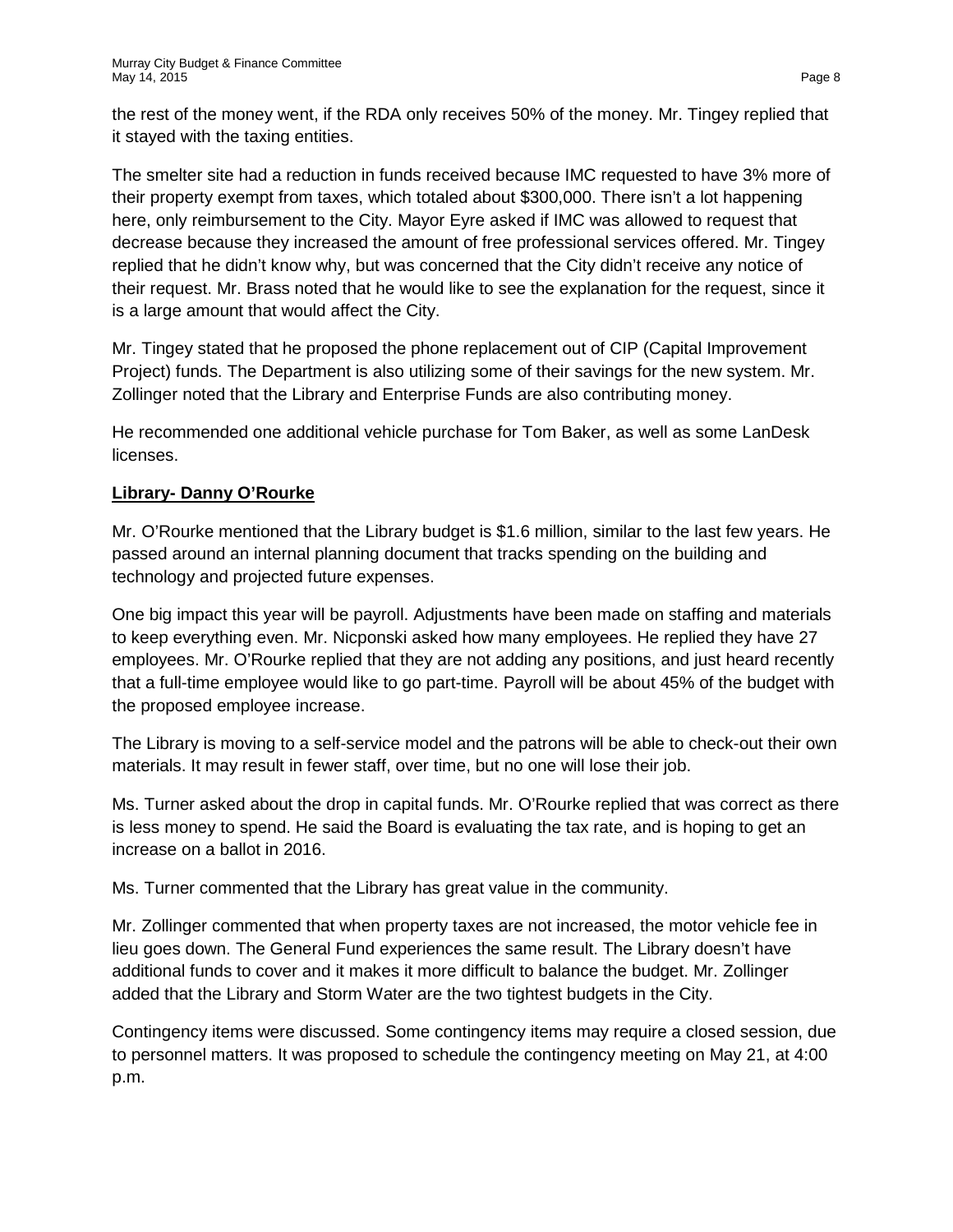the rest of the money went, if the RDA only receives 50% of the money. Mr. Tingey replied that it stayed with the taxing entities.

The smelter site had a reduction in funds received because IMC requested to have 3% more of their property exempt from taxes, which totaled about $300,000. There isn't a lot happening here, only reimbursement to the City. Mayor Eyre asked if IMC was allowed to request that decrease because they increased the amount of free professional services offered. Mr. Tingey replied that he didn't know why, but was concerned that the City didn't receive any notice of their request. Mr. Brass noted that he would like to see the explanation for the request, since it is a large amount that would affect the City.

Mr. Tingey stated that he proposed the phone replacement out of CIP (Capital Improvement Project) funds. The Department is also utilizing some of their savings for the new system. Mr. Zollinger noted that the Library and Enterprise Funds are also contributing money.

He recommended one additional vehicle purchase for Tom Baker, as well as some LanDesk licenses.

**Library- Danny O'Rourke**

Mr. O'Rourke mentioned that the Library budget is $1.6 million, similar to the last few years. He passed around an internal planning document that tracks spending on the building and technology and projected future expenses.

One big impact this year will be payroll. Adjustments have been made on staffing and materials to keep everything even. Mr. Nicponski asked how many employees. He replied they have 27 employees. Mr. O'Rourke replied that they are not adding any positions, and just heard recently that a full-time employee would like to go part-time. Payroll will be about 45% of the budget with the proposed employee increase.

The Library is moving to a self-service model and the patrons will be able to check-out their own materials. It may result in fewer staff, over time, but no one will lose their job.

Ms. Turner asked about the drop in capital funds. Mr. O'Rourke replied that was correct as there is less money to spend. He said the Board is evaluating the tax rate, and is hoping to get an increase on a ballot in 2016.

Ms. Turner commented that the Library has great value in the community.

Mr. Zollinger commented that when property taxes are not increased, the motor vehicle fee in lieu goes down. The General Fund experiences the same result. The Library doesn't have additional funds to cover and it makes it more difficult to balance the budget. Mr. Zollinger added that the Library and Storm Water are the two tightest budgets in the City.

Contingency items were discussed. Some contingency items may require a closed session, due to personnel matters. It was proposed to schedule the contingency meeting on May 21, at 4:00 p.m.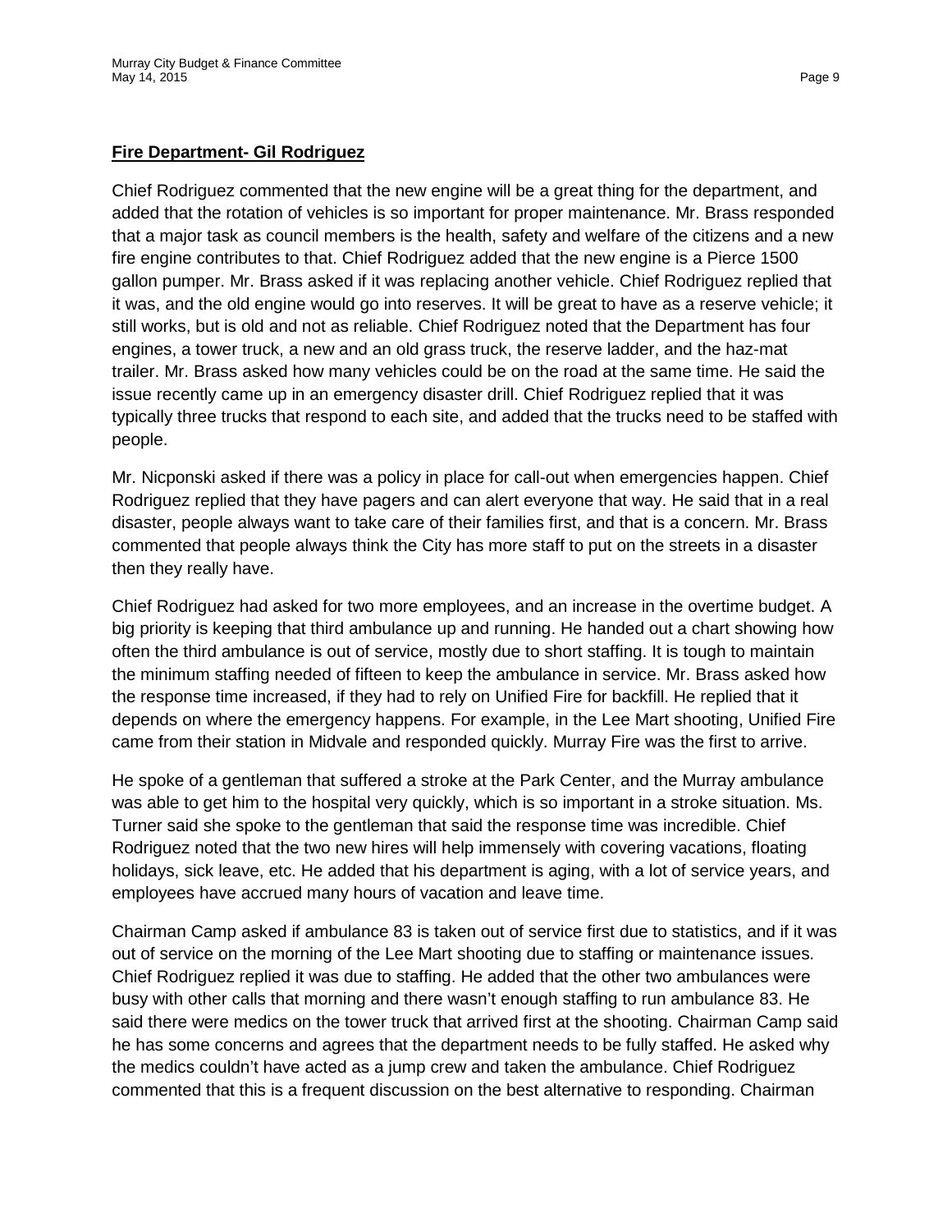**Fire Department- Gil Rodriguez**

Chief Rodriguez commented that the new engine will be a great thing for the department, and added that the rotation of vehicles is so important for proper maintenance. Mr. Brass responded that a major task as council members is the health, safety and welfare of the citizens and a new fire engine contributes to that. Chief Rodriguez added that the new engine is a Pierce 1500 gallon pumper. Mr. Brass asked if it was replacing another vehicle. Chief Rodriguez replied that it was, and the old engine would go into reserves. It will be great to have as a reserve vehicle; it still works, but is old and not as reliable. Chief Rodriguez noted that the Department has four engines, a tower truck, a new and an old grass truck, the reserve ladder, and the haz-mat trailer. Mr. Brass asked how many vehicles could be on the road at the same time. He said the issue recently came up in an emergency disaster drill. Chief Rodriguez replied that it was typically three trucks that respond to each site, and added that the trucks need to be staffed with people.

Mr. Nicponski asked if there was a policy in place for call-out when emergencies happen. Chief Rodriguez replied that they have pagers and can alert everyone that way. He said that in a real disaster, people always want to take care of their families first, and that is a concern. Mr. Brass commented that people always think the City has more staff to put on the streets in a disaster then they really have.

Chief Rodriguez had asked for two more employees, and an increase in the overtime budget. A big priority is keeping that third ambulance up and running. He handed out a chart showing how often the third ambulance is out of service, mostly due to short staffing. It is tough to maintain the minimum staffing needed of fifteen to keep the ambulance in service. Mr. Brass asked how the response time increased, if they had to rely on Unified Fire for backfill. He replied that it depends on where the emergency happens. For example, in the Lee Mart shooting, Unified Fire came from their station in Midvale and responded quickly. Murray Fire was the first to arrive.

He spoke of a gentleman that suffered a stroke at the Park Center, and the Murray ambulance was able to get him to the hospital very quickly, which is so important in a stroke situation. Ms. Turner said she spoke to the gentleman that said the response time was incredible. Chief Rodriguez noted that the two new hires will help immensely with covering vacations, floating holidays, sick leave, etc. He added that his department is aging, with a lot of service years, and employees have accrued many hours of vacation and leave time.

Chairman Camp asked if ambulance 83 is taken out of service first due to statistics, and if it was out of service on the morning of the Lee Mart shooting due to staffing or maintenance issues. Chief Rodriguez replied it was due to staffing. He added that the other two ambulances were busy with other calls that morning and there wasn't enough staffing to run ambulance 83. He said there were medics on the tower truck that arrived first at the shooting. Chairman Camp said he has some concerns and agrees that the department needs to be fully staffed. He asked why the medics couldn't have acted as a jump crew and taken the ambulance. Chief Rodriguez commented that this is a frequent discussion on the best alternative to responding. Chairman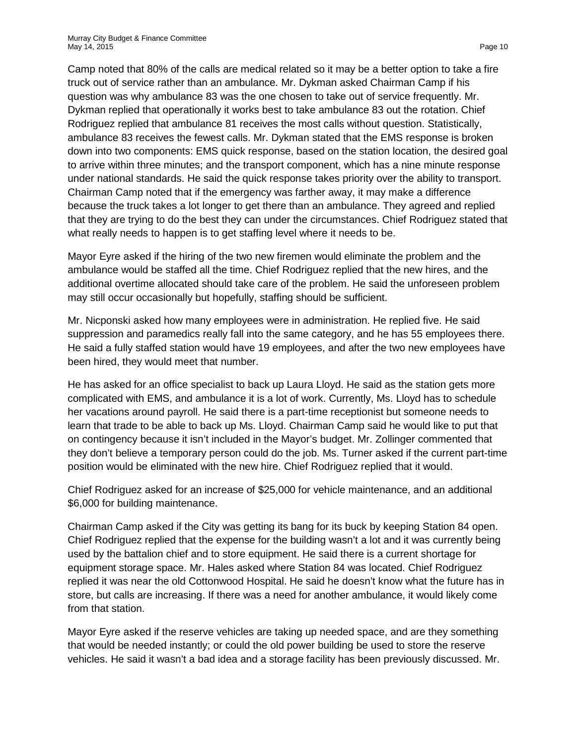Camp noted that 80% of the calls are medical related so it may be a better option to take a fire truck out of service rather than an ambulance. Mr. Dykman asked Chairman Camp if his question was why ambulance 83 was the one chosen to take out of service frequently. Mr. Dykman replied that operationally it works best to take ambulance 83 out the rotation. Chief Rodriguez replied that ambulance 81 receives the most calls without question. Statistically, ambulance 83 receives the fewest calls. Mr. Dykman stated that the EMS response is broken down into two components: EMS quick response, based on the station location, the desired goal to arrive within three minutes; and the transport component, which has a nine minute response under national standards. He said the quick response takes priority over the ability to transport. Chairman Camp noted that if the emergency was farther away, it may make a difference because the truck takes a lot longer to get there than an ambulance. They agreed and replied that they are trying to do the best they can under the circumstances. Chief Rodriguez stated that what really needs to happen is to get staffing level where it needs to be.

Mayor Eyre asked if the hiring of the two new firemen would eliminate the problem and the ambulance would be staffed all the time. Chief Rodriguez replied that the new hires, and the additional overtime allocated should take care of the problem. He said the unforeseen problem may still occur occasionally but hopefully, staffing should be sufficient.

Mr. Nicponski asked how many employees were in administration. He replied five. He said suppression and paramedics really fall into the same category, and he has 55 employees there. He said a fully staffed station would have 19 employees, and after the two new employees have been hired, they would meet that number.

He has asked for an office specialist to back up Laura Lloyd. He said as the station gets more complicated with EMS, and ambulance it is a lot of work. Currently, Ms. Lloyd has to schedule her vacations around payroll. He said there is a part-time receptionist but someone needs to learn that trade to be able to back up Ms. Lloyd. Chairman Camp said he would like to put that on contingency because it isn't included in the Mayor's budget. Mr. Zollinger commented that they don't believe a temporary person could do the job. Ms. Turner asked if the current part-time position would be eliminated with the new hire. Chief Rodriguez replied that it would.

Chief Rodriguez asked for an increase of $25,000 for vehicle maintenance, and an additional $6,000 for building maintenance.

Chairman Camp asked if the City was getting its bang for its buck by keeping Station 84 open. Chief Rodriguez replied that the expense for the building wasn't a lot and it was currently being used by the battalion chief and to store equipment. He said there is a current shortage for equipment storage space. Mr. Hales asked where Station 84 was located. Chief Rodriguez replied it was near the old Cottonwood Hospital. He said he doesn't know what the future has in store, but calls are increasing. If there was a need for another ambulance, it would likely come from that station.

Mayor Eyre asked if the reserve vehicles are taking up needed space, and are they something that would be needed instantly; or could the old power building be used to store the reserve vehicles. He said it wasn't a bad idea and a storage facility has been previously discussed. Mr.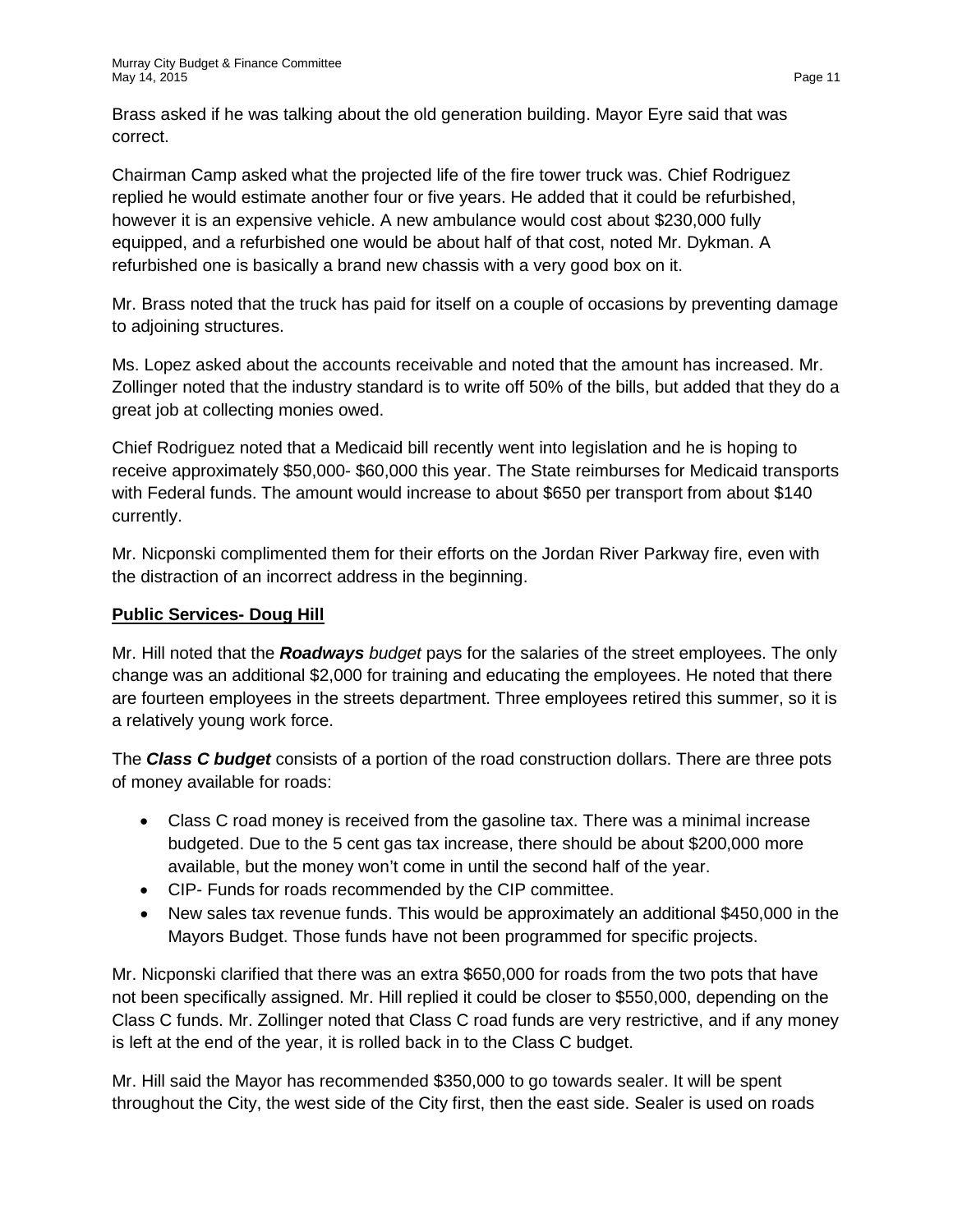Brass asked if he was talking about the old generation building. Mayor Eyre said that was correct.

Chairman Camp asked what the projected life of the fire tower truck was. Chief Rodriguez replied he would estimate another four or five years. He added that it could be refurbished, however it is an expensive vehicle. A new ambulance would cost about $230,000 fully equipped, and a refurbished one would be about half of that cost, noted Mr. Dykman. A refurbished one is basically a brand new chassis with a very good box on it.

Mr. Brass noted that the truck has paid for itself on a couple of occasions by preventing damage to adjoining structures.

Ms. Lopez asked about the accounts receivable and noted that the amount has increased. Mr. Zollinger noted that the industry standard is to write off 50% of the bills, but added that they do a great job at collecting monies owed.

Chief Rodriguez noted that a Medicaid bill recently went into legislation and he is hoping to receive approximately $50,000- $60,000 this year. The State reimburses for Medicaid transports with Federal funds. The amount would increase to about $650 per transport from about $140 currently.

Mr. Nicponski complimented them for their efforts on the Jordan River Parkway fire, even with the distraction of an incorrect address in the beginning.

**Public Services- Doug Hill**

Mr. Hill noted that the ***Roadways*** *budget* pays for the salaries of the street employees. The only change was an additional $2,000 for training and educating the employees. He noted that there are fourteen employees in the streets department. Three employees retired this summer, so it is a relatively young work force.

The ***Class C budget*** consists of a portion of the road construction dollars. There are three pots of money available for roads:

- Class C road money is received from the gasoline tax. There was a minimal increase budgeted. Due to the 5 cent gas tax increase, there should be about $200,000 more available, but the money won't come in until the second half of the year.
- CIP- Funds for roads recommended by the CIP committee.
- New sales tax revenue funds. This would be approximately an additional $450,000 in the Mayors Budget. Those funds have not been programmed for specific projects.

Mr. Nicponski clarified that there was an extra $650,000 for roads from the two pots that have not been specifically assigned. Mr. Hill replied it could be closer to $550,000, depending on the Class C funds. Mr. Zollinger noted that Class C road funds are very restrictive, and if any money is left at the end of the year, it is rolled back in to the Class C budget.

Mr. Hill said the Mayor has recommended $350,000 to go towards sealer. It will be spent throughout the City, the west side of the City first, then the east side. Sealer is used on roads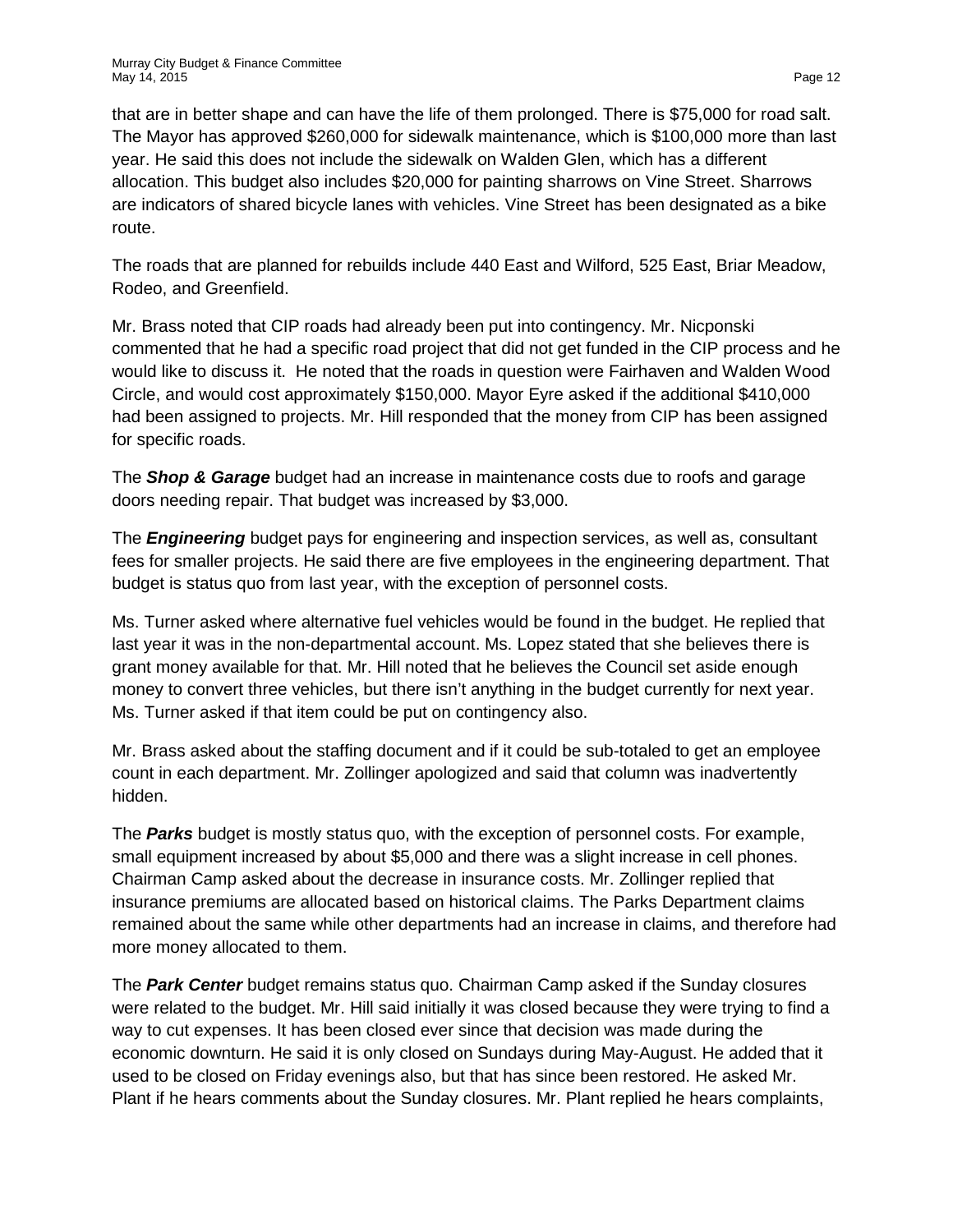that are in better shape and can have the life of them prolonged. There is $75,000 for road salt. The Mayor has approved $260,000 for sidewalk maintenance, which is $100,000 more than last year. He said this does not include the sidewalk on Walden Glen, which has a different allocation. This budget also includes $20,000 for painting sharrows on Vine Street. Sharrows are indicators of shared bicycle lanes with vehicles. Vine Street has been designated as a bike route.

The roads that are planned for rebuilds include 440 East and Wilford, 525 East, Briar Meadow, Rodeo, and Greenfield.

Mr. Brass noted that CIP roads had already been put into contingency. Mr. Nicponski commented that he had a specific road project that did not get funded in the CIP process and he would like to discuss it. He noted that the roads in question were Fairhaven and Walden Wood Circle, and would cost approximately $150,000. Mayor Eyre asked if the additional $410,000 had been assigned to projects. Mr. Hill responded that the money from CIP has been assigned for specific roads.

The ***Shop & Garage*** budget had an increase in maintenance costs due to roofs and garage doors needing repair. That budget was increased by $3,000.

The ***Engineering*** budget pays for engineering and inspection services, as well as, consultant fees for smaller projects. He said there are five employees in the engineering department. That budget is status quo from last year, with the exception of personnel costs.

Ms. Turner asked where alternative fuel vehicles would be found in the budget. He replied that last year it was in the non-departmental account. Ms. Lopez stated that she believes there is grant money available for that. Mr. Hill noted that he believes the Council set aside enough money to convert three vehicles, but there isn't anything in the budget currently for next year. Ms. Turner asked if that item could be put on contingency also.

Mr. Brass asked about the staffing document and if it could be sub-totaled to get an employee count in each department. Mr. Zollinger apologized and said that column was inadvertently hidden.

The ***Parks*** budget is mostly status quo, with the exception of personnel costs. For example, small equipment increased by about $5,000 and there was a slight increase in cell phones. Chairman Camp asked about the decrease in insurance costs. Mr. Zollinger replied that insurance premiums are allocated based on historical claims. The Parks Department claims remained about the same while other departments had an increase in claims, and therefore had more money allocated to them.

The ***Park Center*** budget remains status quo. Chairman Camp asked if the Sunday closures were related to the budget. Mr. Hill said initially it was closed because they were trying to find a way to cut expenses. It has been closed ever since that decision was made during the economic downturn. He said it is only closed on Sundays during May-August. He added that it used to be closed on Friday evenings also, but that has since been restored. He asked Mr. Plant if he hears comments about the Sunday closures. Mr. Plant replied he hears complaints,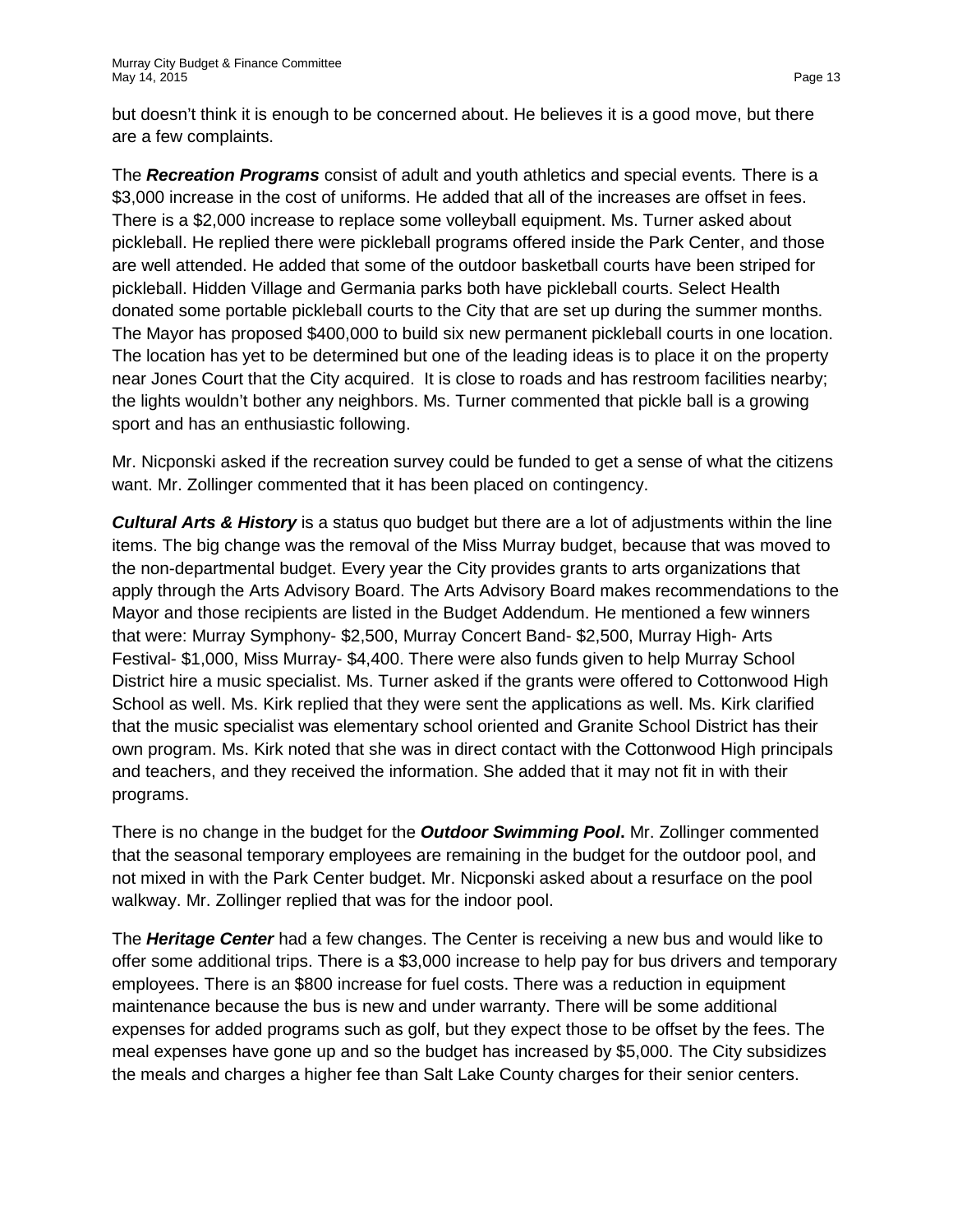but doesn't think it is enough to be concerned about. He believes it is a good move, but there are a few complaints.

The ***Recreation Programs*** consist of adult and youth athletics and special events*.* There is a $3,000 increase in the cost of uniforms. He added that all of the increases are offset in fees. There is a $2,000 increase to replace some volleyball equipment. Ms. Turner asked about pickleball. He replied there were pickleball programs offered inside the Park Center, and those are well attended. He added that some of the outdoor basketball courts have been striped for pickleball. Hidden Village and Germania parks both have pickleball courts. Select Health donated some portable pickleball courts to the City that are set up during the summer months. The Mayor has proposed $400,000 to build six new permanent pickleball courts in one location. The location has yet to be determined but one of the leading ideas is to place it on the property near Jones Court that the City acquired. It is close to roads and has restroom facilities nearby; the lights wouldn't bother any neighbors. Ms. Turner commented that pickle ball is a growing sport and has an enthusiastic following.

Mr. Nicponski asked if the recreation survey could be funded to get a sense of what the citizens want. Mr. Zollinger commented that it has been placed on contingency.

***Cultural Arts & History*** is a status quo budget but there are a lot of adjustments within the line items. The big change was the removal of the Miss Murray budget, because that was moved to the non-departmental budget. Every year the City provides grants to arts organizations that apply through the Arts Advisory Board. The Arts Advisory Board makes recommendations to the Mayor and those recipients are listed in the Budget Addendum. He mentioned a few winners that were: Murray Symphony- $2,500, Murray Concert Band- $2,500, Murray High- Arts Festival- $1,000, Miss Murray- $4,400. There were also funds given to help Murray School District hire a music specialist. Ms. Turner asked if the grants were offered to Cottonwood High School as well. Ms. Kirk replied that they were sent the applications as well. Ms. Kirk clarified that the music specialist was elementary school oriented and Granite School District has their own program. Ms. Kirk noted that she was in direct contact with the Cottonwood High principals and teachers, and they received the information. She added that it may not fit in with their programs.

There is no change in the budget for the ***Outdoor Swimming Pool*****.** Mr. Zollinger commented that the seasonal temporary employees are remaining in the budget for the outdoor pool, and not mixed in with the Park Center budget. Mr. Nicponski asked about a resurface on the pool walkway. Mr. Zollinger replied that was for the indoor pool.

The ***Heritage Center*** had a few changes. The Center is receiving a new bus and would like to offer some additional trips. There is a $3,000 increase to help pay for bus drivers and temporary employees. There is an $800 increase for fuel costs. There was a reduction in equipment maintenance because the bus is new and under warranty. There will be some additional expenses for added programs such as golf, but they expect those to be offset by the fees. The meal expenses have gone up and so the budget has increased by $5,000. The City subsidizes the meals and charges a higher fee than Salt Lake County charges for their senior centers.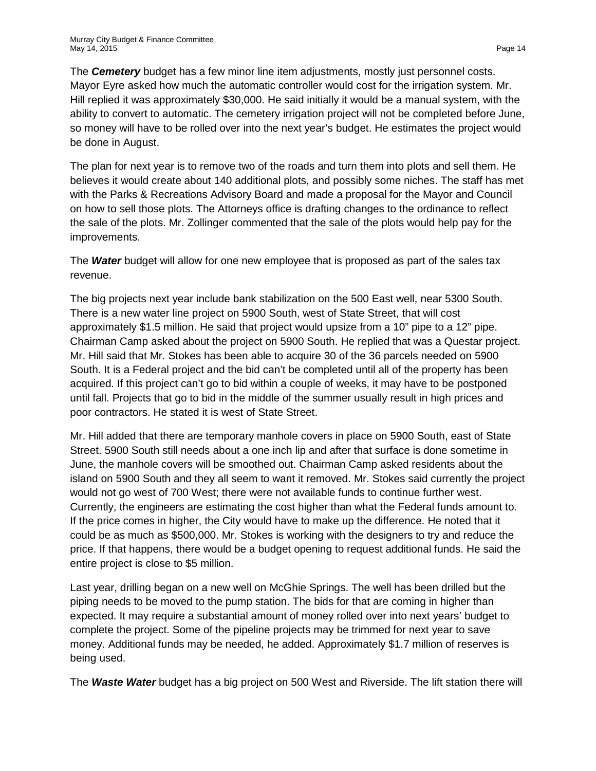The ***Cemetery*** budget has a few minor line item adjustments, mostly just personnel costs. Mayor Eyre asked how much the automatic controller would cost for the irrigation system. Mr. Hill replied it was approximately $30,000. He said initially it would be a manual system, with the ability to convert to automatic. The cemetery irrigation project will not be completed before June, so money will have to be rolled over into the next year's budget. He estimates the project would be done in August.

The plan for next year is to remove two of the roads and turn them into plots and sell them. He believes it would create about 140 additional plots, and possibly some niches. The staff has met with the Parks & Recreations Advisory Board and made a proposal for the Mayor and Council on how to sell those plots. The Attorneys office is drafting changes to the ordinance to reflect the sale of the plots. Mr. Zollinger commented that the sale of the plots would help pay for the improvements.

The ***Water*** budget will allow for one new employee that is proposed as part of the sales tax revenue.

The big projects next year include bank stabilization on the 500 East well, near 5300 South. There is a new water line project on 5900 South, west of State Street, that will cost approximately $1.5 million. He said that project would upsize from a 10" pipe to a 12" pipe. Chairman Camp asked about the project on 5900 South. He replied that was a Questar project. Mr. Hill said that Mr. Stokes has been able to acquire 30 of the 36 parcels needed on 5900 South. It is a Federal project and the bid can't be completed until all of the property has been acquired. If this project can't go to bid within a couple of weeks, it may have to be postponed until fall. Projects that go to bid in the middle of the summer usually result in high prices and poor contractors. He stated it is west of State Street.

Mr. Hill added that there are temporary manhole covers in place on 5900 South, east of State Street. 5900 South still needs about a one inch lip and after that surface is done sometime in June, the manhole covers will be smoothed out. Chairman Camp asked residents about the island on 5900 South and they all seem to want it removed. Mr. Stokes said currently the project would not go west of 700 West; there were not available funds to continue further west. Currently, the engineers are estimating the cost higher than what the Federal funds amount to. If the price comes in higher, the City would have to make up the difference. He noted that it could be as much as $500,000. Mr. Stokes is working with the designers to try and reduce the price. If that happens, there would be a budget opening to request additional funds. He said the entire project is close to $5 million.

Last year, drilling began on a new well on McGhie Springs. The well has been drilled but the piping needs to be moved to the pump station. The bids for that are coming in higher than expected. It may require a substantial amount of money rolled over into next years' budget to complete the project. Some of the pipeline projects may be trimmed for next year to save money. Additional funds may be needed, he added. Approximately $1.7 million of reserves is being used.

The ***Waste Water*** budget has a big project on 500 West and Riverside. The lift station there will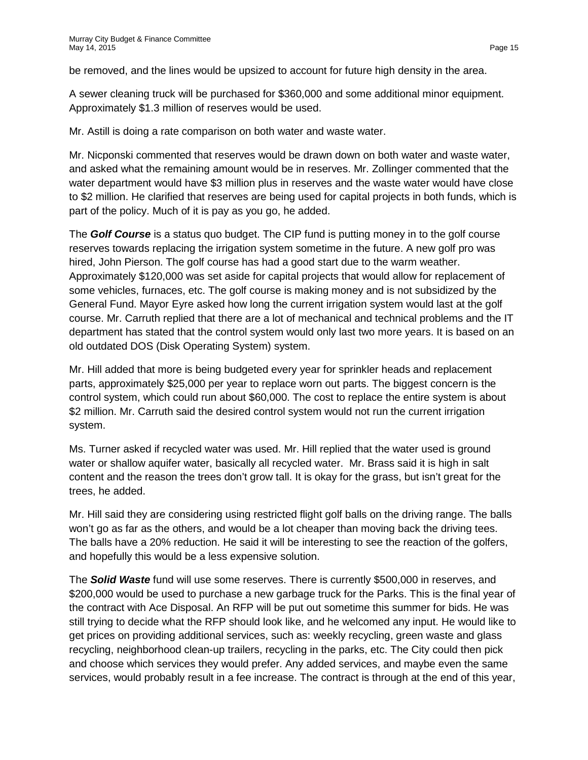be removed, and the lines would be upsized to account for future high density in the area.

A sewer cleaning truck will be purchased for $360,000 and some additional minor equipment. Approximately $1.3 million of reserves would be used.

Mr. Astill is doing a rate comparison on both water and waste water.

Mr. Nicponski commented that reserves would be drawn down on both water and waste water, and asked what the remaining amount would be in reserves. Mr. Zollinger commented that the water department would have $3 million plus in reserves and the waste water would have close to $2 million. He clarified that reserves are being used for capital projects in both funds, which is part of the policy. Much of it is pay as you go, he added.

The ***Golf Course*** is a status quo budget. The CIP fund is putting money in to the golf course reserves towards replacing the irrigation system sometime in the future. A new golf pro was hired, John Pierson. The golf course has had a good start due to the warm weather. Approximately $120,000 was set aside for capital projects that would allow for replacement of some vehicles, furnaces, etc. The golf course is making money and is not subsidized by the General Fund. Mayor Eyre asked how long the current irrigation system would last at the golf course. Mr. Carruth replied that there are a lot of mechanical and technical problems and the IT department has stated that the control system would only last two more years. It is based on an old outdated DOS (Disk Operating System) system.

Mr. Hill added that more is being budgeted every year for sprinkler heads and replacement parts, approximately $25,000 per year to replace worn out parts. The biggest concern is the control system, which could run about $60,000. The cost to replace the entire system is about $2 million. Mr. Carruth said the desired control system would not run the current irrigation system.

Ms. Turner asked if recycled water was used. Mr. Hill replied that the water used is ground water or shallow aquifer water, basically all recycled water. Mr. Brass said it is high in salt content and the reason the trees don't grow tall. It is okay for the grass, but isn't great for the trees, he added.

Mr. Hill said they are considering using restricted flight golf balls on the driving range. The balls won't go as far as the others, and would be a lot cheaper than moving back the driving tees. The balls have a 20% reduction. He said it will be interesting to see the reaction of the golfers, and hopefully this would be a less expensive solution.

The ***Solid Waste*** fund will use some reserves. There is currently $500,000 in reserves, and $200,000 would be used to purchase a new garbage truck for the Parks. This is the final year of the contract with Ace Disposal. An RFP will be put out sometime this summer for bids. He was still trying to decide what the RFP should look like, and he welcomed any input. He would like to get prices on providing additional services, such as: weekly recycling, green waste and glass recycling, neighborhood clean-up trailers, recycling in the parks, etc. The City could then pick and choose which services they would prefer. Any added services, and maybe even the same services, would probably result in a fee increase. The contract is through at the end of this year,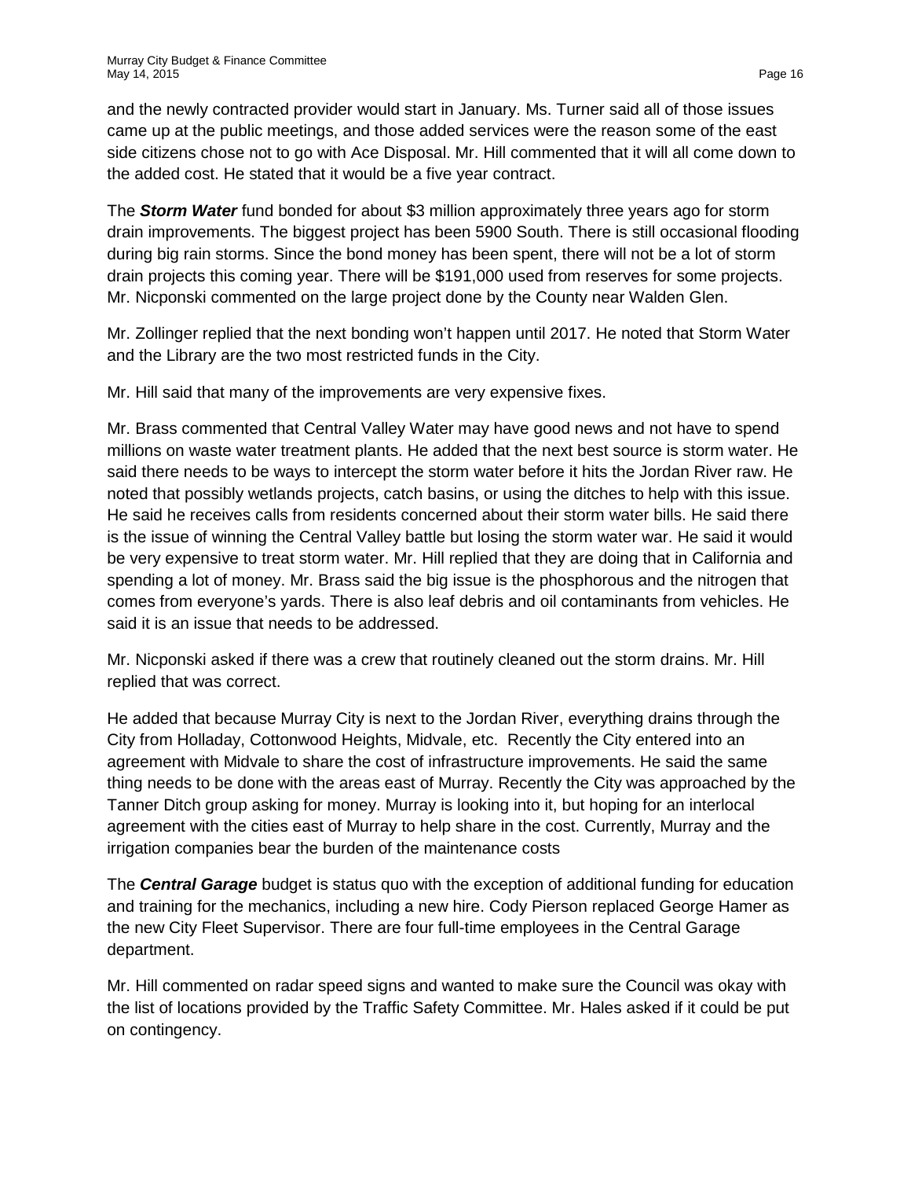and the newly contracted provider would start in January. Ms. Turner said all of those issues came up at the public meetings, and those added services were the reason some of the east side citizens chose not to go with Ace Disposal. Mr. Hill commented that it will all come down to the added cost. He stated that it would be a five year contract.

The ***Storm Water*** fund bonded for about $3 million approximately three years ago for storm drain improvements. The biggest project has been 5900 South. There is still occasional flooding during big rain storms. Since the bond money has been spent, there will not be a lot of storm drain projects this coming year. There will be $191,000 used from reserves for some projects. Mr. Nicponski commented on the large project done by the County near Walden Glen.

Mr. Zollinger replied that the next bonding won't happen until 2017. He noted that Storm Water and the Library are the two most restricted funds in the City.

Mr. Hill said that many of the improvements are very expensive fixes.

Mr. Brass commented that Central Valley Water may have good news and not have to spend millions on waste water treatment plants. He added that the next best source is storm water. He said there needs to be ways to intercept the storm water before it hits the Jordan River raw. He noted that possibly wetlands projects, catch basins, or using the ditches to help with this issue. He said he receives calls from residents concerned about their storm water bills. He said there is the issue of winning the Central Valley battle but losing the storm water war. He said it would be very expensive to treat storm water. Mr. Hill replied that they are doing that in California and spending a lot of money. Mr. Brass said the big issue is the phosphorous and the nitrogen that comes from everyone's yards. There is also leaf debris and oil contaminants from vehicles. He said it is an issue that needs to be addressed.

Mr. Nicponski asked if there was a crew that routinely cleaned out the storm drains. Mr. Hill replied that was correct.

He added that because Murray City is next to the Jordan River, everything drains through the City from Holladay, Cottonwood Heights, Midvale, etc. Recently the City entered into an agreement with Midvale to share the cost of infrastructure improvements. He said the same thing needs to be done with the areas east of Murray. Recently the City was approached by the Tanner Ditch group asking for money. Murray is looking into it, but hoping for an interlocal agreement with the cities east of Murray to help share in the cost. Currently, Murray and the irrigation companies bear the burden of the maintenance costs

The ***Central Garage*** budget is status quo with the exception of additional funding for education and training for the mechanics, including a new hire. Cody Pierson replaced George Hamer as the new City Fleet Supervisor. There are four full-time employees in the Central Garage department.

Mr. Hill commented on radar speed signs and wanted to make sure the Council was okay with the list of locations provided by the Traffic Safety Committee. Mr. Hales asked if it could be put on contingency.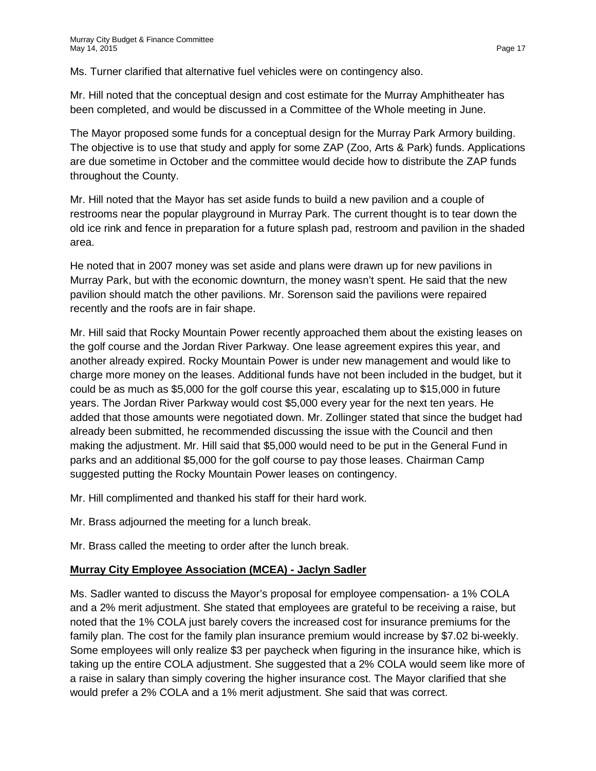Ms. Turner clarified that alternative fuel vehicles were on contingency also.

Mr. Hill noted that the conceptual design and cost estimate for the Murray Amphitheater has been completed, and would be discussed in a Committee of the Whole meeting in June.

The Mayor proposed some funds for a conceptual design for the Murray Park Armory building. The objective is to use that study and apply for some ZAP (Zoo, Arts & Park) funds. Applications are due sometime in October and the committee would decide how to distribute the ZAP funds throughout the County.

Mr. Hill noted that the Mayor has set aside funds to build a new pavilion and a couple of restrooms near the popular playground in Murray Park. The current thought is to tear down the old ice rink and fence in preparation for a future splash pad, restroom and pavilion in the shaded area.

He noted that in 2007 money was set aside and plans were drawn up for new pavilions in Murray Park, but with the economic downturn, the money wasn't spent. He said that the new pavilion should match the other pavilions. Mr. Sorenson said the pavilions were repaired recently and the roofs are in fair shape.

Mr. Hill said that Rocky Mountain Power recently approached them about the existing leases on the golf course and the Jordan River Parkway. One lease agreement expires this year, and another already expired. Rocky Mountain Power is under new management and would like to charge more money on the leases. Additional funds have not been included in the budget, but it could be as much as $5,000 for the golf course this year, escalating up to $15,000 in future years. The Jordan River Parkway would cost $5,000 every year for the next ten years. He added that those amounts were negotiated down. Mr. Zollinger stated that since the budget had already been submitted, he recommended discussing the issue with the Council and then making the adjustment. Mr. Hill said that $5,000 would need to be put in the General Fund in parks and an additional $5,000 for the golf course to pay those leases. Chairman Camp suggested putting the Rocky Mountain Power leases on contingency.

Mr. Hill complimented and thanked his staff for their hard work.

Mr. Brass adjourned the meeting for a lunch break.

Mr. Brass called the meeting to order after the lunch break.

**Murray City Employee Association (MCEA) - Jaclyn Sadler**

Ms. Sadler wanted to discuss the Mayor's proposal for employee compensation- a 1% COLA and a 2% merit adjustment. She stated that employees are grateful to be receiving a raise, but noted that the 1% COLA just barely covers the increased cost for insurance premiums for the family plan. The cost for the family plan insurance premium would increase by $7.02 bi-weekly. Some employees will only realize $3 per paycheck when figuring in the insurance hike, which is taking up the entire COLA adjustment. She suggested that a 2% COLA would seem like more of a raise in salary than simply covering the higher insurance cost. The Mayor clarified that she would prefer a 2% COLA and a 1% merit adjustment. She said that was correct.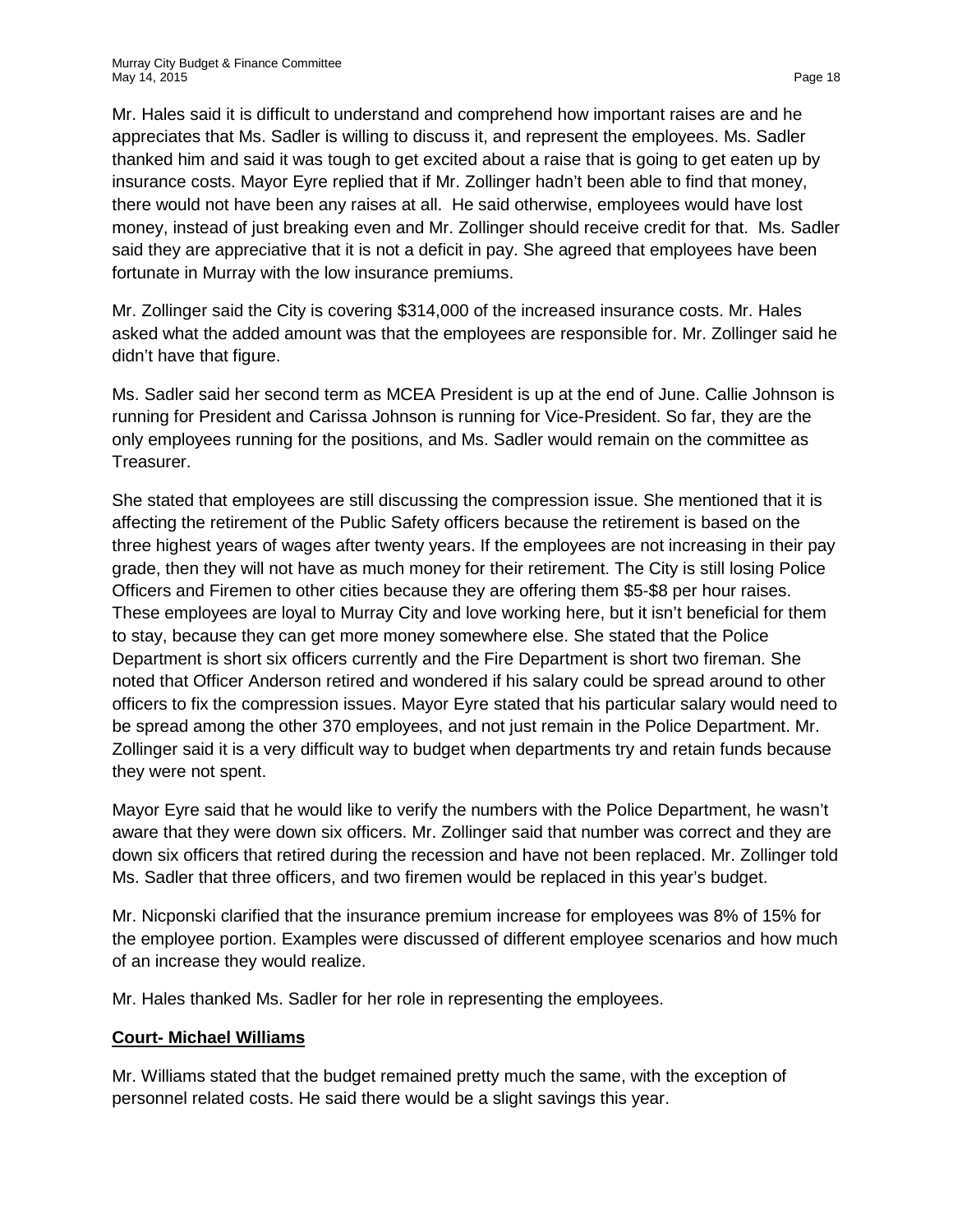Mr. Hales said it is difficult to understand and comprehend how important raises are and he appreciates that Ms. Sadler is willing to discuss it, and represent the employees. Ms. Sadler thanked him and said it was tough to get excited about a raise that is going to get eaten up by insurance costs. Mayor Eyre replied that if Mr. Zollinger hadn't been able to find that money, there would not have been any raises at all. He said otherwise, employees would have lost money, instead of just breaking even and Mr. Zollinger should receive credit for that. Ms. Sadler said they are appreciative that it is not a deficit in pay. She agreed that employees have been fortunate in Murray with the low insurance premiums.

Mr. Zollinger said the City is covering $314,000 of the increased insurance costs. Mr. Hales asked what the added amount was that the employees are responsible for. Mr. Zollinger said he didn't have that figure.

Ms. Sadler said her second term as MCEA President is up at the end of June. Callie Johnson is running for President and Carissa Johnson is running for Vice-President. So far, they are the only employees running for the positions, and Ms. Sadler would remain on the committee as Treasurer.

She stated that employees are still discussing the compression issue. She mentioned that it is affecting the retirement of the Public Safety officers because the retirement is based on the three highest years of wages after twenty years. If the employees are not increasing in their pay grade, then they will not have as much money for their retirement. The City is still losing Police Officers and Firemen to other cities because they are offering them $5-$8 per hour raises. These employees are loyal to Murray City and love working here, but it isn't beneficial for them to stay, because they can get more money somewhere else. She stated that the Police Department is short six officers currently and the Fire Department is short two fireman. She noted that Officer Anderson retired and wondered if his salary could be spread around to other officers to fix the compression issues. Mayor Eyre stated that his particular salary would need to be spread among the other 370 employees, and not just remain in the Police Department. Mr. Zollinger said it is a very difficult way to budget when departments try and retain funds because they were not spent.

Mayor Eyre said that he would like to verify the numbers with the Police Department, he wasn't aware that they were down six officers. Mr. Zollinger said that number was correct and they are down six officers that retired during the recession and have not been replaced. Mr. Zollinger told Ms. Sadler that three officers, and two firemen would be replaced in this year's budget.

Mr. Nicponski clarified that the insurance premium increase for employees was 8% of 15% for the employee portion. Examples were discussed of different employee scenarios and how much of an increase they would realize.

Mr. Hales thanked Ms. Sadler for her role in representing the employees.

**Court- Michael Williams**

Mr. Williams stated that the budget remained pretty much the same, with the exception of personnel related costs. He said there would be a slight savings this year.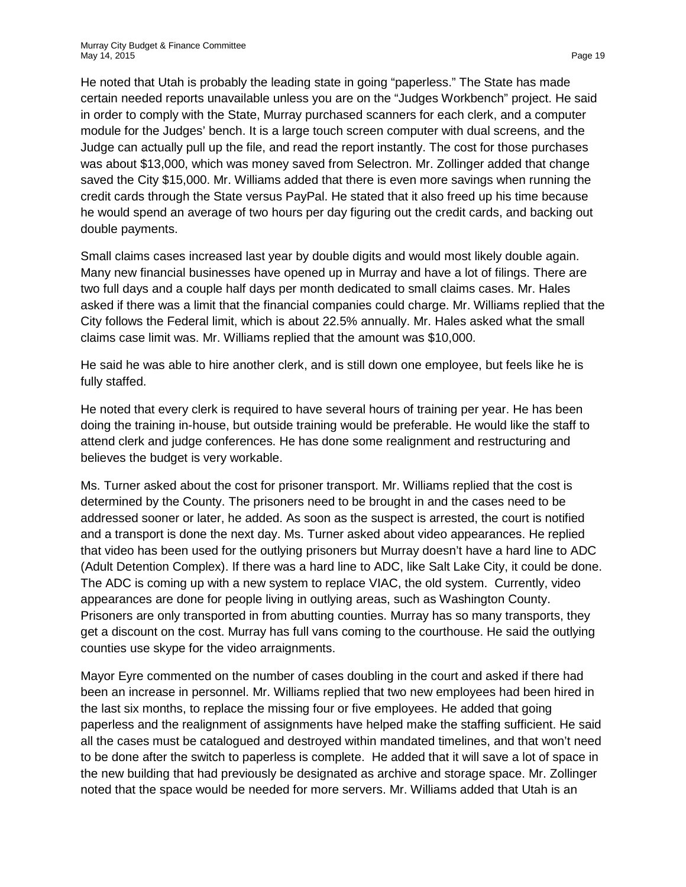He noted that Utah is probably the leading state in going "paperless." The State has made certain needed reports unavailable unless you are on the "Judges Workbench" project. He said in order to comply with the State, Murray purchased scanners for each clerk, and a computer module for the Judges' bench. It is a large touch screen computer with dual screens, and the Judge can actually pull up the file, and read the report instantly. The cost for those purchases was about $13,000, which was money saved from Selectron. Mr. Zollinger added that change saved the City $15,000. Mr. Williams added that there is even more savings when running the credit cards through the State versus PayPal. He stated that it also freed up his time because he would spend an average of two hours per day figuring out the credit cards, and backing out double payments.

Small claims cases increased last year by double digits and would most likely double again. Many new financial businesses have opened up in Murray and have a lot of filings. There are two full days and a couple half days per month dedicated to small claims cases. Mr. Hales asked if there was a limit that the financial companies could charge. Mr. Williams replied that the City follows the Federal limit, which is about 22.5% annually. Mr. Hales asked what the small claims case limit was. Mr. Williams replied that the amount was $10,000.

He said he was able to hire another clerk, and is still down one employee, but feels like he is fully staffed.

He noted that every clerk is required to have several hours of training per year. He has been doing the training in-house, but outside training would be preferable. He would like the staff to attend clerk and judge conferences. He has done some realignment and restructuring and believes the budget is very workable.

Ms. Turner asked about the cost for prisoner transport. Mr. Williams replied that the cost is determined by the County. The prisoners need to be brought in and the cases need to be addressed sooner or later, he added. As soon as the suspect is arrested, the court is notified and a transport is done the next day. Ms. Turner asked about video appearances. He replied that video has been used for the outlying prisoners but Murray doesn't have a hard line to ADC (Adult Detention Complex). If there was a hard line to ADC, like Salt Lake City, it could be done. The ADC is coming up with a new system to replace VIAC, the old system. Currently, video appearances are done for people living in outlying areas, such as Washington County. Prisoners are only transported in from abutting counties. Murray has so many transports, they get a discount on the cost. Murray has full vans coming to the courthouse. He said the outlying counties use skype for the video arraignments.

Mayor Eyre commented on the number of cases doubling in the court and asked if there had been an increase in personnel. Mr. Williams replied that two new employees had been hired in the last six months, to replace the missing four or five employees. He added that going paperless and the realignment of assignments have helped make the staffing sufficient. He said all the cases must be catalogued and destroyed within mandated timelines, and that won't need to be done after the switch to paperless is complete. He added that it will save a lot of space in the new building that had previously be designated as archive and storage space. Mr. Zollinger noted that the space would be needed for more servers. Mr. Williams added that Utah is an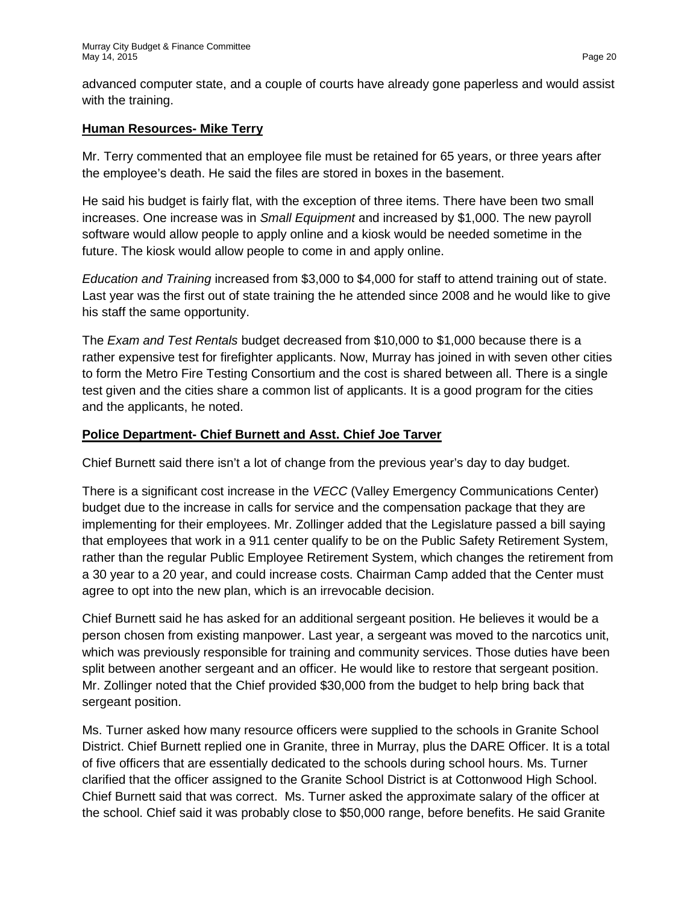advanced computer state, and a couple of courts have already gone paperless and would assist with the training.

**Human Resources- Mike Terry**

Mr. Terry commented that an employee file must be retained for 65 years, or three years after the employee's death. He said the files are stored in boxes in the basement.

He said his budget is fairly flat, with the exception of three items. There have been two small increases. One increase was in *Small Equipment* and increased by $1,000. The new payroll software would allow people to apply online and a kiosk would be needed sometime in the future. The kiosk would allow people to come in and apply online.

*Education and Training* increased from $3,000 to $4,000 for staff to attend training out of state. Last year was the first out of state training the he attended since 2008 and he would like to give his staff the same opportunity.

The *Exam and Test Rentals* budget decreased from $10,000 to $1,000 because there is a rather expensive test for firefighter applicants. Now, Murray has joined in with seven other cities to form the Metro Fire Testing Consortium and the cost is shared between all. There is a single test given and the cities share a common list of applicants. It is a good program for the cities and the applicants, he noted.

**Police Department- Chief Burnett and Asst. Chief Joe Tarver**

Chief Burnett said there isn't a lot of change from the previous year's day to day budget.

There is a significant cost increase in the *VECC* (Valley Emergency Communications Center) budget due to the increase in calls for service and the compensation package that they are implementing for their employees. Mr. Zollinger added that the Legislature passed a bill saying that employees that work in a 911 center qualify to be on the Public Safety Retirement System, rather than the regular Public Employee Retirement System, which changes the retirement from a 30 year to a 20 year, and could increase costs. Chairman Camp added that the Center must agree to opt into the new plan, which is an irrevocable decision.

Chief Burnett said he has asked for an additional sergeant position. He believes it would be a person chosen from existing manpower. Last year, a sergeant was moved to the narcotics unit, which was previously responsible for training and community services. Those duties have been split between another sergeant and an officer. He would like to restore that sergeant position. Mr. Zollinger noted that the Chief provided $30,000 from the budget to help bring back that sergeant position.

Ms. Turner asked how many resource officers were supplied to the schools in Granite School District. Chief Burnett replied one in Granite, three in Murray, plus the DARE Officer. It is a total of five officers that are essentially dedicated to the schools during school hours. Ms. Turner clarified that the officer assigned to the Granite School District is at Cottonwood High School. Chief Burnett said that was correct. Ms. Turner asked the approximate salary of the officer at the school. Chief said it was probably close to $50,000 range, before benefits. He said Granite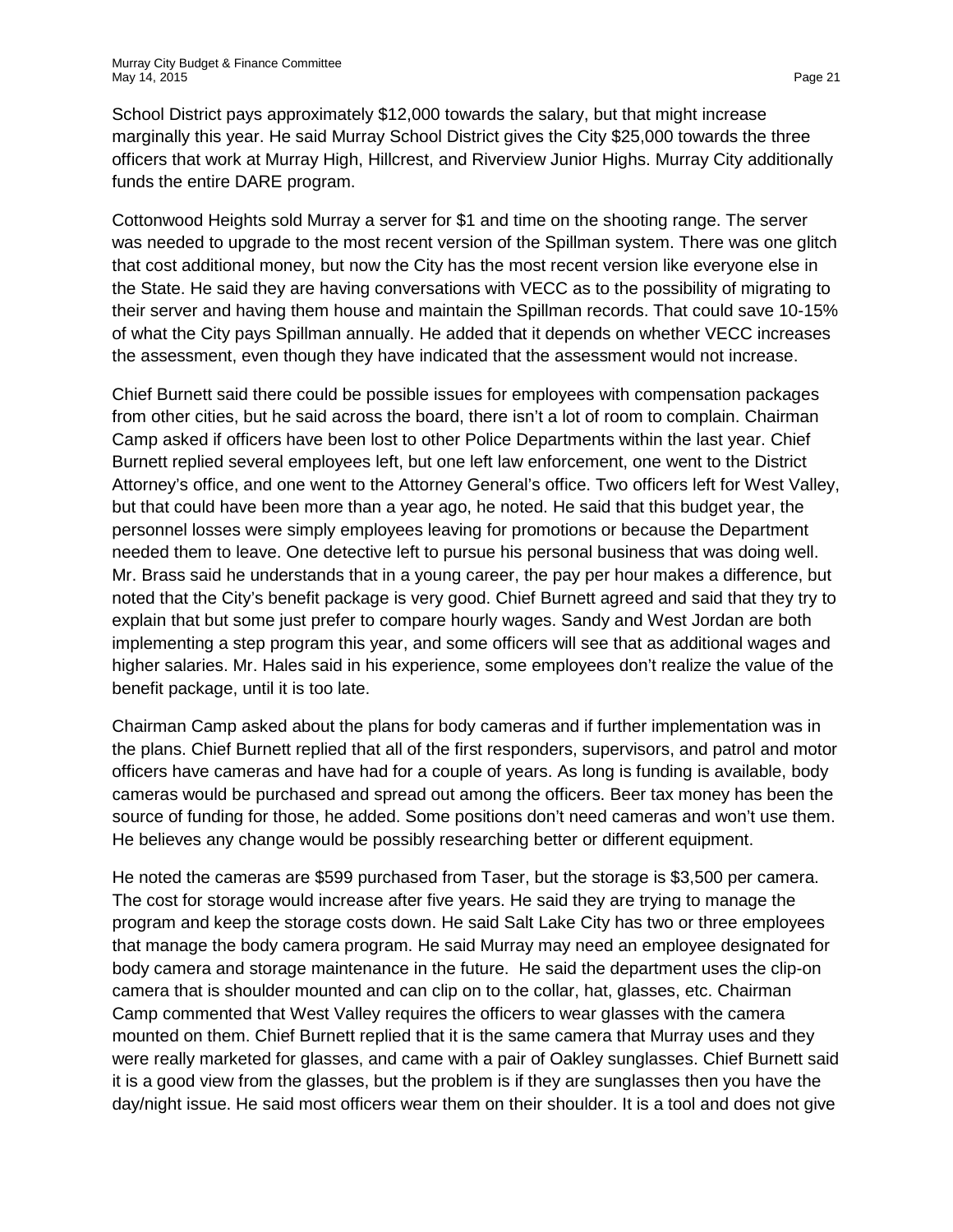School District pays approximately $12,000 towards the salary, but that might increase marginally this year. He said Murray School District gives the City $25,000 towards the three officers that work at Murray High, Hillcrest, and Riverview Junior Highs. Murray City additionally funds the entire DARE program.

Cottonwood Heights sold Murray a server for $1 and time on the shooting range. The server was needed to upgrade to the most recent version of the Spillman system. There was one glitch that cost additional money, but now the City has the most recent version like everyone else in the State. He said they are having conversations with VECC as to the possibility of migrating to their server and having them house and maintain the Spillman records. That could save 10-15% of what the City pays Spillman annually. He added that it depends on whether VECC increases the assessment, even though they have indicated that the assessment would not increase.

Chief Burnett said there could be possible issues for employees with compensation packages from other cities, but he said across the board, there isn't a lot of room to complain. Chairman Camp asked if officers have been lost to other Police Departments within the last year. Chief Burnett replied several employees left, but one left law enforcement, one went to the District Attorney's office, and one went to the Attorney General's office. Two officers left for West Valley, but that could have been more than a year ago, he noted. He said that this budget year, the personnel losses were simply employees leaving for promotions or because the Department needed them to leave. One detective left to pursue his personal business that was doing well. Mr. Brass said he understands that in a young career, the pay per hour makes a difference, but noted that the City's benefit package is very good. Chief Burnett agreed and said that they try to explain that but some just prefer to compare hourly wages. Sandy and West Jordan are both implementing a step program this year, and some officers will see that as additional wages and higher salaries. Mr. Hales said in his experience, some employees don't realize the value of the benefit package, until it is too late.

Chairman Camp asked about the plans for body cameras and if further implementation was in the plans. Chief Burnett replied that all of the first responders, supervisors, and patrol and motor officers have cameras and have had for a couple of years. As long is funding is available, body cameras would be purchased and spread out among the officers. Beer tax money has been the source of funding for those, he added. Some positions don't need cameras and won't use them. He believes any change would be possibly researching better or different equipment.

He noted the cameras are $599 purchased from Taser, but the storage is $3,500 per camera. The cost for storage would increase after five years. He said they are trying to manage the program and keep the storage costs down. He said Salt Lake City has two or three employees that manage the body camera program. He said Murray may need an employee designated for body camera and storage maintenance in the future. He said the department uses the clip-on camera that is shoulder mounted and can clip on to the collar, hat, glasses, etc. Chairman Camp commented that West Valley requires the officers to wear glasses with the camera mounted on them. Chief Burnett replied that it is the same camera that Murray uses and they were really marketed for glasses, and came with a pair of Oakley sunglasses. Chief Burnett said it is a good view from the glasses, but the problem is if they are sunglasses then you have the day/night issue. He said most officers wear them on their shoulder. It is a tool and does not give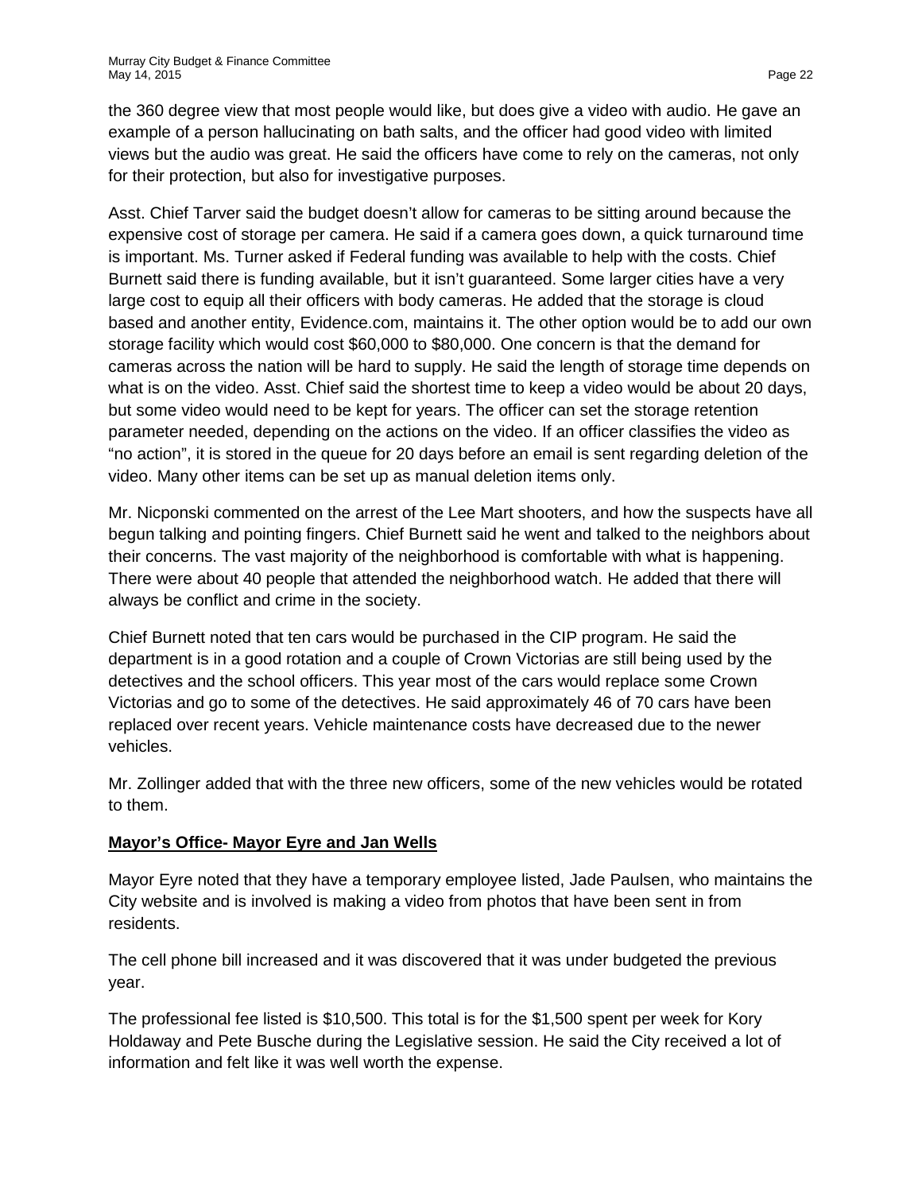the 360 degree view that most people would like, but does give a video with audio. He gave an example of a person hallucinating on bath salts, and the officer had good video with limited views but the audio was great. He said the officers have come to rely on the cameras, not only for their protection, but also for investigative purposes.

Asst. Chief Tarver said the budget doesn't allow for cameras to be sitting around because the expensive cost of storage per camera. He said if a camera goes down, a quick turnaround time is important. Ms. Turner asked if Federal funding was available to help with the costs. Chief Burnett said there is funding available, but it isn't guaranteed. Some larger cities have a very large cost to equip all their officers with body cameras. He added that the storage is cloud based and another entity, Evidence.com, maintains it. The other option would be to add our own storage facility which would cost $60,000 to $80,000. One concern is that the demand for cameras across the nation will be hard to supply. He said the length of storage time depends on what is on the video. Asst. Chief said the shortest time to keep a video would be about 20 days, but some video would need to be kept for years. The officer can set the storage retention parameter needed, depending on the actions on the video. If an officer classifies the video as "no action", it is stored in the queue for 20 days before an email is sent regarding deletion of the video. Many other items can be set up as manual deletion items only.

Mr. Nicponski commented on the arrest of the Lee Mart shooters, and how the suspects have all begun talking and pointing fingers. Chief Burnett said he went and talked to the neighbors about their concerns. The vast majority of the neighborhood is comfortable with what is happening. There were about 40 people that attended the neighborhood watch. He added that there will always be conflict and crime in the society.

Chief Burnett noted that ten cars would be purchased in the CIP program. He said the department is in a good rotation and a couple of Crown Victorias are still being used by the detectives and the school officers. This year most of the cars would replace some Crown Victorias and go to some of the detectives. He said approximately 46 of 70 cars have been replaced over recent years. Vehicle maintenance costs have decreased due to the newer vehicles.

Mr. Zollinger added that with the three new officers, some of the new vehicles would be rotated to them.

**Mayor's Office- Mayor Eyre and Jan Wells**

Mayor Eyre noted that they have a temporary employee listed, Jade Paulsen, who maintains the City website and is involved is making a video from photos that have been sent in from residents.

The cell phone bill increased and it was discovered that it was under budgeted the previous year.

The professional fee listed is $10,500. This total is for the $1,500 spent per week for Kory Holdaway and Pete Busche during the Legislative session. He said the City received a lot of information and felt like it was well worth the expense.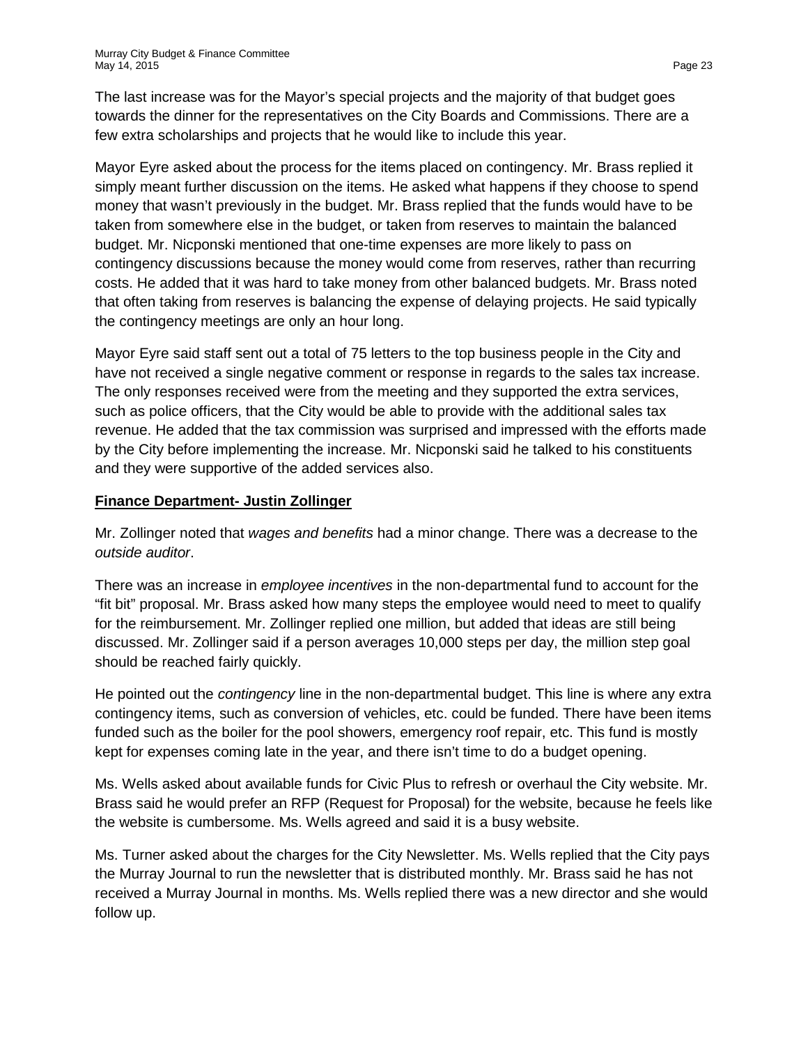The last increase was for the Mayor's special projects and the majority of that budget goes towards the dinner for the representatives on the City Boards and Commissions. There are a few extra scholarships and projects that he would like to include this year.

Mayor Eyre asked about the process for the items placed on contingency. Mr. Brass replied it simply meant further discussion on the items. He asked what happens if they choose to spend money that wasn't previously in the budget. Mr. Brass replied that the funds would have to be taken from somewhere else in the budget, or taken from reserves to maintain the balanced budget. Mr. Nicponski mentioned that one-time expenses are more likely to pass on contingency discussions because the money would come from reserves, rather than recurring costs. He added that it was hard to take money from other balanced budgets. Mr. Brass noted that often taking from reserves is balancing the expense of delaying projects. He said typically the contingency meetings are only an hour long.

Mayor Eyre said staff sent out a total of 75 letters to the top business people in the City and have not received a single negative comment or response in regards to the sales tax increase. The only responses received were from the meeting and they supported the extra services, such as police officers, that the City would be able to provide with the additional sales tax revenue. He added that the tax commission was surprised and impressed with the efforts made by the City before implementing the increase. Mr. Nicponski said he talked to his constituents and they were supportive of the added services also.

**Finance Department- Justin Zollinger**

Mr. Zollinger noted that *wages and benefits* had a minor change. There was a decrease to the *outside auditor*.

There was an increase in *employee incentives* in the non-departmental fund to account for the "fit bit" proposal. Mr. Brass asked how many steps the employee would need to meet to qualify for the reimbursement. Mr. Zollinger replied one million, but added that ideas are still being discussed. Mr. Zollinger said if a person averages 10,000 steps per day, the million step goal should be reached fairly quickly.

He pointed out the *contingency* line in the non-departmental budget. This line is where any extra contingency items, such as conversion of vehicles, etc. could be funded. There have been items funded such as the boiler for the pool showers, emergency roof repair, etc. This fund is mostly kept for expenses coming late in the year, and there isn't time to do a budget opening.

Ms. Wells asked about available funds for Civic Plus to refresh or overhaul the City website. Mr. Brass said he would prefer an RFP (Request for Proposal) for the website, because he feels like the website is cumbersome. Ms. Wells agreed and said it is a busy website.

Ms. Turner asked about the charges for the City Newsletter. Ms. Wells replied that the City pays the Murray Journal to run the newsletter that is distributed monthly. Mr. Brass said he has not received a Murray Journal in months. Ms. Wells replied there was a new director and she would follow up.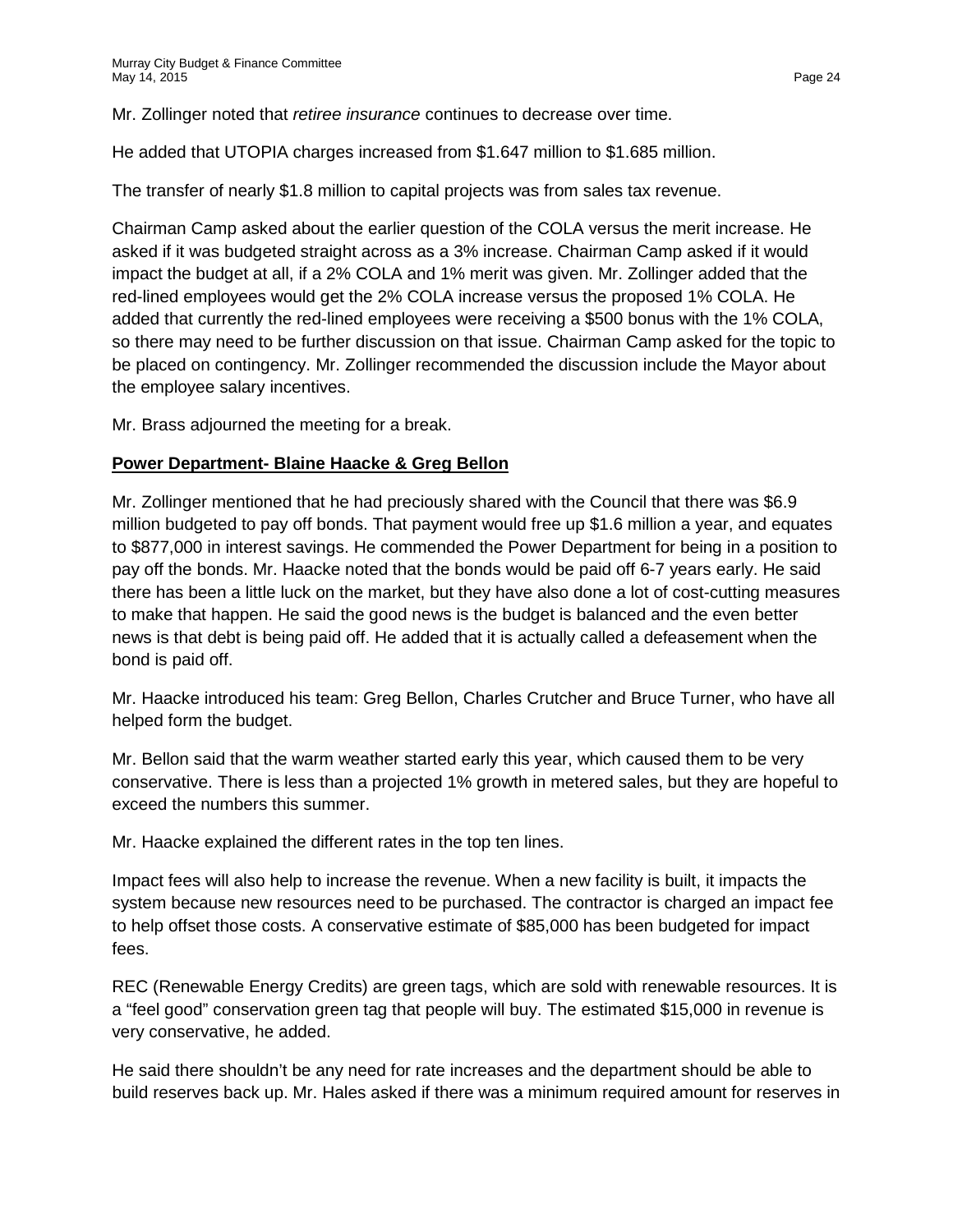Mr. Zollinger noted that *retiree insurance* continues to decrease over time.

He added that UTOPIA charges increased from $1.647 million to $1.685 million.

The transfer of nearly $1.8 million to capital projects was from sales tax revenue.

Chairman Camp asked about the earlier question of the COLA versus the merit increase. He asked if it was budgeted straight across as a 3% increase. Chairman Camp asked if it would impact the budget at all, if a 2% COLA and 1% merit was given. Mr. Zollinger added that the red-lined employees would get the 2% COLA increase versus the proposed 1% COLA. He added that currently the red-lined employees were receiving a $500 bonus with the 1% COLA, so there may need to be further discussion on that issue. Chairman Camp asked for the topic to be placed on contingency. Mr. Zollinger recommended the discussion include the Mayor about the employee salary incentives.

Mr. Brass adjourned the meeting for a break.

**Power Department- Blaine Haacke & Greg Bellon**

Mr. Zollinger mentioned that he had preciously shared with the Council that there was $6.9 million budgeted to pay off bonds. That payment would free up $1.6 million a year, and equates to $877,000 in interest savings. He commended the Power Department for being in a position to pay off the bonds. Mr. Haacke noted that the bonds would be paid off 6-7 years early. He said there has been a little luck on the market, but they have also done a lot of cost-cutting measures to make that happen. He said the good news is the budget is balanced and the even better news is that debt is being paid off. He added that it is actually called a defeasement when the bond is paid off.

Mr. Haacke introduced his team: Greg Bellon, Charles Crutcher and Bruce Turner, who have all helped form the budget.

Mr. Bellon said that the warm weather started early this year, which caused them to be very conservative. There is less than a projected 1% growth in metered sales, but they are hopeful to exceed the numbers this summer.

Mr. Haacke explained the different rates in the top ten lines.

Impact fees will also help to increase the revenue. When a new facility is built, it impacts the system because new resources need to be purchased. The contractor is charged an impact fee to help offset those costs. A conservative estimate of $85,000 has been budgeted for impact fees.

REC (Renewable Energy Credits) are green tags, which are sold with renewable resources. It is a "feel good" conservation green tag that people will buy. The estimated $15,000 in revenue is very conservative, he added.

He said there shouldn't be any need for rate increases and the department should be able to build reserves back up. Mr. Hales asked if there was a minimum required amount for reserves in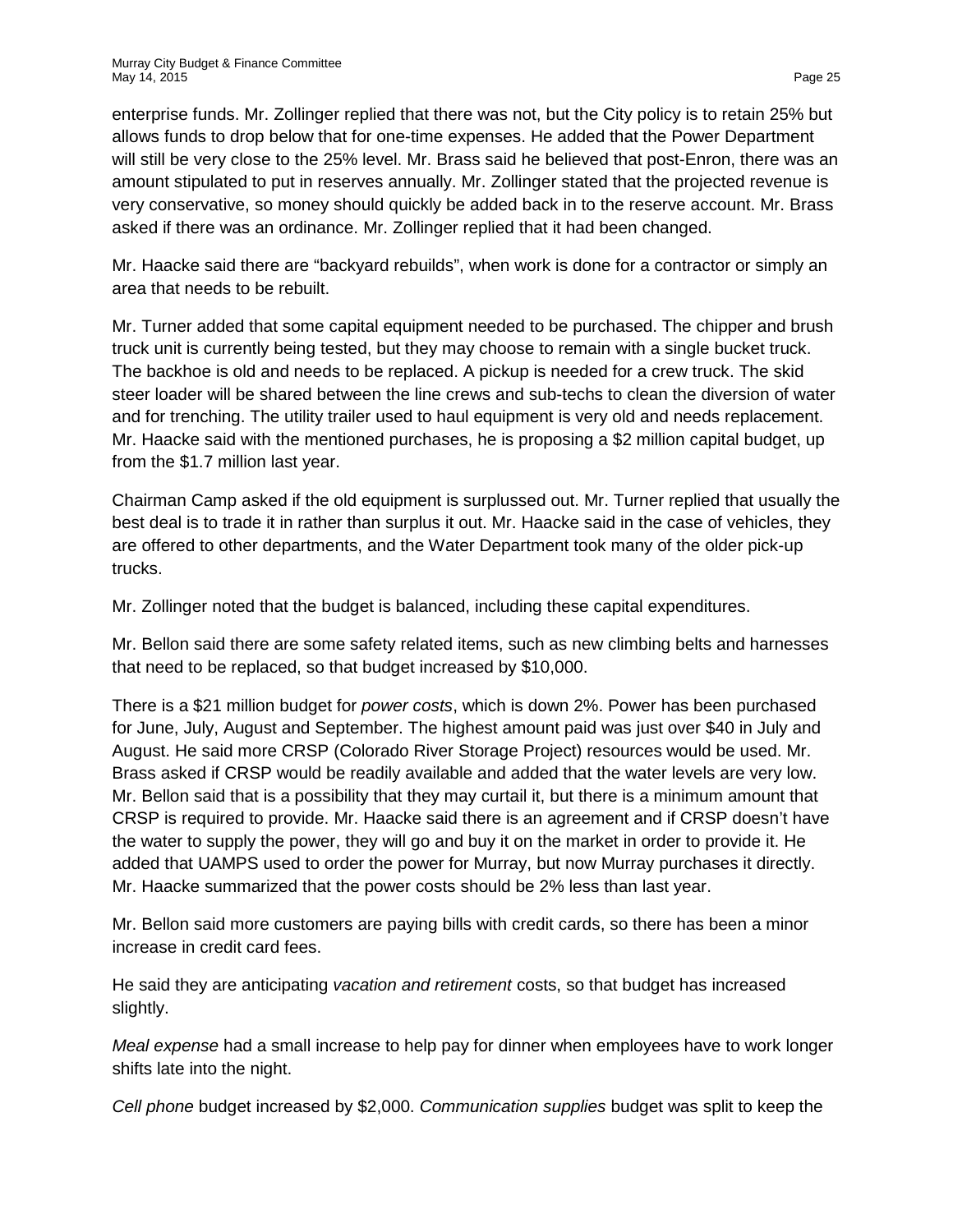enterprise funds. Mr. Zollinger replied that there was not, but the City policy is to retain 25% but allows funds to drop below that for one-time expenses. He added that the Power Department will still be very close to the 25% level. Mr. Brass said he believed that post-Enron, there was an amount stipulated to put in reserves annually. Mr. Zollinger stated that the projected revenue is very conservative, so money should quickly be added back in to the reserve account. Mr. Brass asked if there was an ordinance. Mr. Zollinger replied that it had been changed.

Mr. Haacke said there are "backyard rebuilds", when work is done for a contractor or simply an area that needs to be rebuilt.

Mr. Turner added that some capital equipment needed to be purchased. The chipper and brush truck unit is currently being tested, but they may choose to remain with a single bucket truck. The backhoe is old and needs to be replaced. A pickup is needed for a crew truck. The skid steer loader will be shared between the line crews and sub-techs to clean the diversion of water and for trenching. The utility trailer used to haul equipment is very old and needs replacement. Mr. Haacke said with the mentioned purchases, he is proposing a $2 million capital budget, up from the $1.7 million last year.

Chairman Camp asked if the old equipment is surplussed out. Mr. Turner replied that usually the best deal is to trade it in rather than surplus it out. Mr. Haacke said in the case of vehicles, they are offered to other departments, and the Water Department took many of the older pick-up trucks.

Mr. Zollinger noted that the budget is balanced, including these capital expenditures.

Mr. Bellon said there are some safety related items, such as new climbing belts and harnesses that need to be replaced, so that budget increased by $10,000.

There is a $21 million budget for *power costs*, which is down 2%. Power has been purchased for June, July, August and September. The highest amount paid was just over $40 in July and August. He said more CRSP (Colorado River Storage Project) resources would be used. Mr. Brass asked if CRSP would be readily available and added that the water levels are very low. Mr. Bellon said that is a possibility that they may curtail it, but there is a minimum amount that CRSP is required to provide. Mr. Haacke said there is an agreement and if CRSP doesn't have the water to supply the power, they will go and buy it on the market in order to provide it. He added that UAMPS used to order the power for Murray, but now Murray purchases it directly. Mr. Haacke summarized that the power costs should be 2% less than last year.

Mr. Bellon said more customers are paying bills with credit cards, so there has been a minor increase in credit card fees.

He said they are anticipating *vacation and retirement* costs, so that budget has increased slightly.

*Meal expense* had a small increase to help pay for dinner when employees have to work longer shifts late into the night.

*Cell phone* budget increased by $2,000. *Communication supplies* budget was split to keep the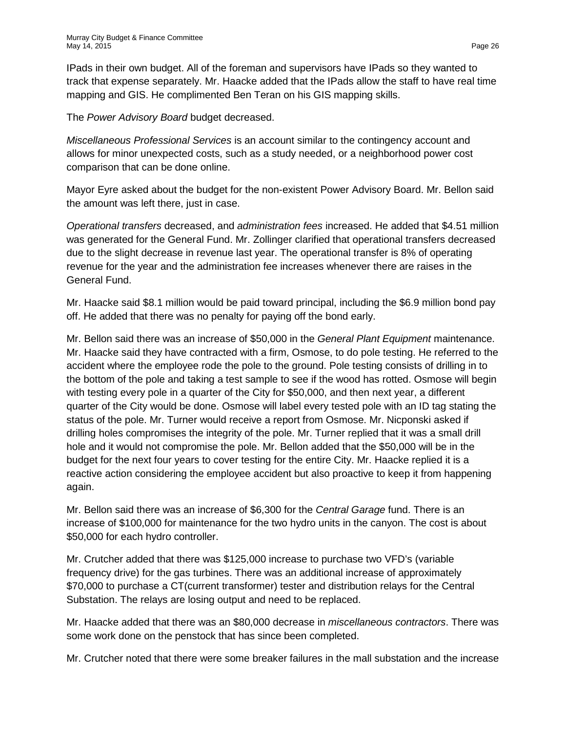IPads in their own budget. All of the foreman and supervisors have IPads so they wanted to track that expense separately. Mr. Haacke added that the IPads allow the staff to have real time mapping and GIS. He complimented Ben Teran on his GIS mapping skills.

The *Power Advisory Board* budget decreased.

*Miscellaneous Professional Services* is an account similar to the contingency account and allows for minor unexpected costs, such as a study needed, or a neighborhood power cost comparison that can be done online.

Mayor Eyre asked about the budget for the non-existent Power Advisory Board. Mr. Bellon said the amount was left there, just in case.

*Operational transfers* decreased, and *administration fees* increased. He added that $4.51 million was generated for the General Fund. Mr. Zollinger clarified that operational transfers decreased due to the slight decrease in revenue last year. The operational transfer is 8% of operating revenue for the year and the administration fee increases whenever there are raises in the General Fund.

Mr. Haacke said $8.1 million would be paid toward principal, including the $6.9 million bond pay off. He added that there was no penalty for paying off the bond early.

Mr. Bellon said there was an increase of $50,000 in the *General Plant Equipment* maintenance. Mr. Haacke said they have contracted with a firm, Osmose, to do pole testing. He referred to the accident where the employee rode the pole to the ground. Pole testing consists of drilling in to the bottom of the pole and taking a test sample to see if the wood has rotted. Osmose will begin with testing every pole in a quarter of the City for $50,000, and then next year, a different quarter of the City would be done. Osmose will label every tested pole with an ID tag stating the status of the pole. Mr. Turner would receive a report from Osmose. Mr. Nicponski asked if drilling holes compromises the integrity of the pole. Mr. Turner replied that it was a small drill hole and it would not compromise the pole. Mr. Bellon added that the $50,000 will be in the budget for the next four years to cover testing for the entire City. Mr. Haacke replied it is a reactive action considering the employee accident but also proactive to keep it from happening again.

Mr. Bellon said there was an increase of $6,300 for the *Central Garage* fund. There is an increase of $100,000 for maintenance for the two hydro units in the canyon. The cost is about $50,000 for each hydro controller.

Mr. Crutcher added that there was $125,000 increase to purchase two VFD's (variable frequency drive) for the gas turbines. There was an additional increase of approximately $70,000 to purchase a CT(current transformer) tester and distribution relays for the Central Substation. The relays are losing output and need to be replaced.

Mr. Haacke added that there was an $80,000 decrease in *miscellaneous contractors*. There was some work done on the penstock that has since been completed.

Mr. Crutcher noted that there were some breaker failures in the mall substation and the increase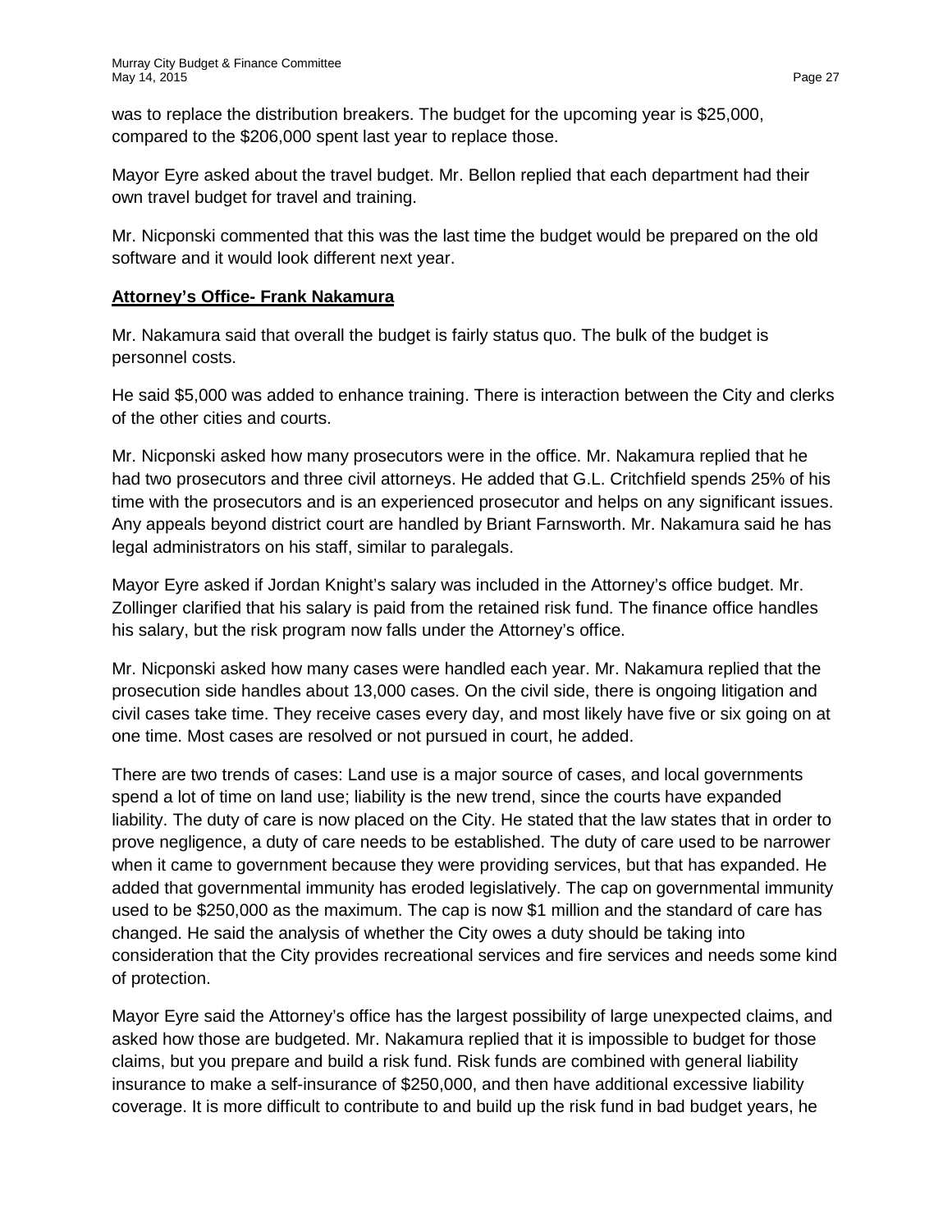was to replace the distribution breakers. The budget for the upcoming year is $25,000, compared to the $206,000 spent last year to replace those.

Mayor Eyre asked about the travel budget. Mr. Bellon replied that each department had their own travel budget for travel and training.

Mr. Nicponski commented that this was the last time the budget would be prepared on the old software and it would look different next year.

**Attorney's Office- Frank Nakamura**

Mr. Nakamura said that overall the budget is fairly status quo. The bulk of the budget is personnel costs.

He said $5,000 was added to enhance training. There is interaction between the City and clerks of the other cities and courts.

Mr. Nicponski asked how many prosecutors were in the office. Mr. Nakamura replied that he had two prosecutors and three civil attorneys. He added that G.L. Critchfield spends 25% of his time with the prosecutors and is an experienced prosecutor and helps on any significant issues. Any appeals beyond district court are handled by Briant Farnsworth. Mr. Nakamura said he has legal administrators on his staff, similar to paralegals.

Mayor Eyre asked if Jordan Knight's salary was included in the Attorney's office budget. Mr. Zollinger clarified that his salary is paid from the retained risk fund. The finance office handles his salary, but the risk program now falls under the Attorney's office.

Mr. Nicponski asked how many cases were handled each year. Mr. Nakamura replied that the prosecution side handles about 13,000 cases. On the civil side, there is ongoing litigation and civil cases take time. They receive cases every day, and most likely have five or six going on at one time. Most cases are resolved or not pursued in court, he added.

There are two trends of cases: Land use is a major source of cases, and local governments spend a lot of time on land use; liability is the new trend, since the courts have expanded liability. The duty of care is now placed on the City. He stated that the law states that in order to prove negligence, a duty of care needs to be established. The duty of care used to be narrower when it came to government because they were providing services, but that has expanded. He added that governmental immunity has eroded legislatively. The cap on governmental immunity used to be $250,000 as the maximum. The cap is now $1 million and the standard of care has changed. He said the analysis of whether the City owes a duty should be taking into consideration that the City provides recreational services and fire services and needs some kind of protection.

Mayor Eyre said the Attorney's office has the largest possibility of large unexpected claims, and asked how those are budgeted. Mr. Nakamura replied that it is impossible to budget for those claims, but you prepare and build a risk fund. Risk funds are combined with general liability insurance to make a self-insurance of $250,000, and then have additional excessive liability coverage. It is more difficult to contribute to and build up the risk fund in bad budget years, he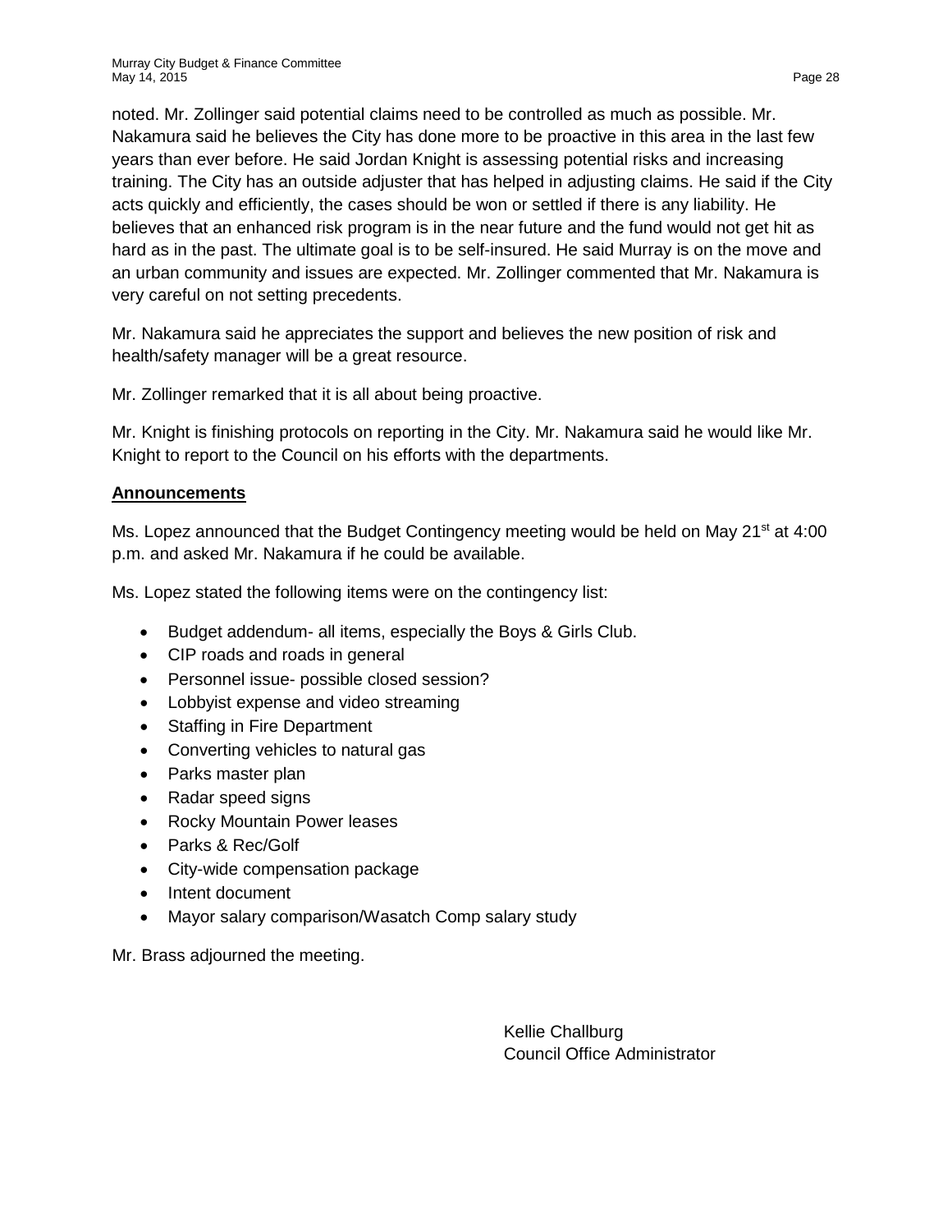noted. Mr. Zollinger said potential claims need to be controlled as much as possible. Mr. Nakamura said he believes the City has done more to be proactive in this area in the last few years than ever before. He said Jordan Knight is assessing potential risks and increasing training. The City has an outside adjuster that has helped in adjusting claims. He said if the City acts quickly and efficiently, the cases should be won or settled if there is any liability. He believes that an enhanced risk program is in the near future and the fund would not get hit as hard as in the past. The ultimate goal is to be self-insured. He said Murray is on the move and an urban community and issues are expected. Mr. Zollinger commented that Mr. Nakamura is very careful on not setting precedents.

Mr. Nakamura said he appreciates the support and believes the new position of risk and health/safety manager will be a great resource.

Mr. Zollinger remarked that it is all about being proactive.

Mr. Knight is finishing protocols on reporting in the City. Mr. Nakamura said he would like Mr. Knight to report to the Council on his efforts with the departments.

**Announcements**

Ms. Lopez announced that the Budget Contingency meeting would be held on May 21st at 4:00 p.m. and asked Mr. Nakamura if he could be available.

Ms. Lopez stated the following items were on the contingency list:

- Budget addendum- all items, especially the Boys & Girls Club.
- CIP roads and roads in general
- Personnel issue- possible closed session?
- Lobbyist expense and video streaming
- Staffing in Fire Department
- Converting vehicles to natural gas
- Parks master plan
- Radar speed signs
- Rocky Mountain Power leases
- Parks & Rec/Golf
- City-wide compensation package
- Intent document
- Mayor salary comparison/Wasatch Comp salary study

Mr. Brass adjourned the meeting.

Kellie Challburg
Council Office Administrator